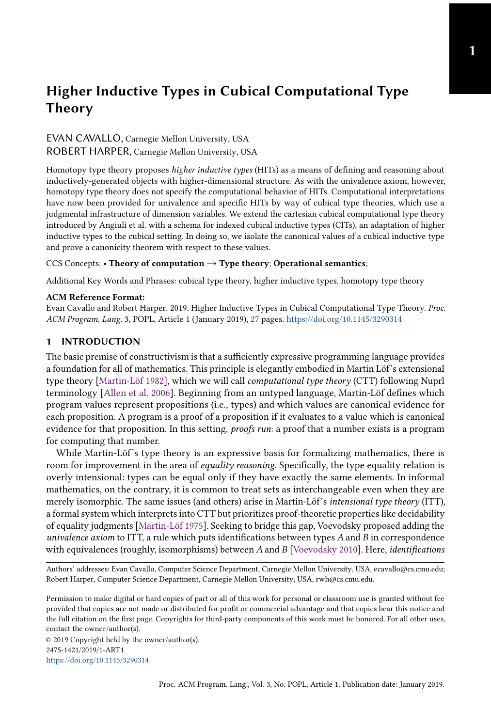# Higher Inductive Types in Cubical Computational Type Theory

EVAN CAVALLO, Carnegie Mellon University, USA
ROBERT HARPER, Carnegie Mellon University, USA

Homotopy type theory proposes *higher inductive types* (HITs) as a means of defining and reasoning about inductively-generated objects with higher-dimensional structure. As with the univalence axiom, however, homotopy type theory does not specify the computational behavior of HITs. Computational interpretations have now been provided for univalence and specific HITs by way of cubical type theories, which use a judgmental infrastructure of dimension variables. We extend the cartesian cubical computational type theory introduced by Angiuli et al. with a schema for indexed cubical inductive types (CITs), an adaptation of higher inductive types to the cubical setting. In doing so, we isolate the canonical values of a cubical inductive type and prove a canonicity theorem with respect to these values.

CCS Concepts: • **Theory of computation → Type theory**; **Operational semantics**;

Additional Key Words and Phrases: cubical type theory, higher inductive types, homotopy type theory

**ACM Reference Format:**
Evan Cavallo and Robert Harper. 2019. Higher Inductive Types in Cubical Computational Type Theory. *Proc. ACM Program. Lang.* 3, POPL, Article 1 (January 2019), 27 pages. https://doi.org/10.1145/3290314

## 1 INTRODUCTION

The basic premise of constructivism is that a sufficiently expressive programming language provides a foundation for all of mathematics. This principle is elegantly embodied in Martin Löf's extensional type theory [Martin-Löf 1982], which we will call *computational type theory* (CTT) following Nuprl terminology [Allen et al. 2006]. Beginning from an untyped language, Martin-Löf defines which program values represent propositions (i.e., types) and which values are canonical evidence for each proposition. A program is a proof of a proposition if it evaluates to a value which is canonical evidence for that proposition. In this setting, *proofs run*: a proof that a number exists is a program for computing that number.

While Martin-Löf's type theory is an expressive basis for formalizing mathematics, there is room for improvement in the area of *equality reasoning*. Specifically, the type equality relation is overly intensional: types can be equal only if they have exactly the same elements. In informal mathematics, on the contrary, it is common to treat sets as interchangeable even when they are merely isomorphic. The same issues (and others) arise in Martin-Löf's *intensional type theory* (ITT), a formal system which interprets into CTT but prioritizes proof-theoretic properties like decidability of equality judgments [Martin-Löf 1975]. Seeking to bridge this gap, Voevodsky proposed adding the *univalence axiom* to ITT, a rule which puts identifications between types $A$ and $B$ in correspondence with equivalences (roughly, isomorphisms) between $A$ and $B$ [Voevodsky 2010]. Here, *identifications*

Authors' addresses: Evan Cavallo, Computer Science Department, Carnegie Mellon University, USA, ecavallo@cs.cmu.edu; Robert Harper, Computer Science Department, Carnegie Mellon University, USA, rwh@cs.cmu.edu.

Permission to make digital or hard copies of part or all of this work for personal or classroom use is granted without fee provided that copies are not made or distributed for profit or commercial advantage and that copies bear this notice and the full citation on the first page. Copyrights for third-party components of this work must be honored. For all other uses, contact the owner/author(s).
© 2019 Copyright held by the owner/author(s).
2475-1421/2019/1-ART1
https://doi.org/10.1145/3290314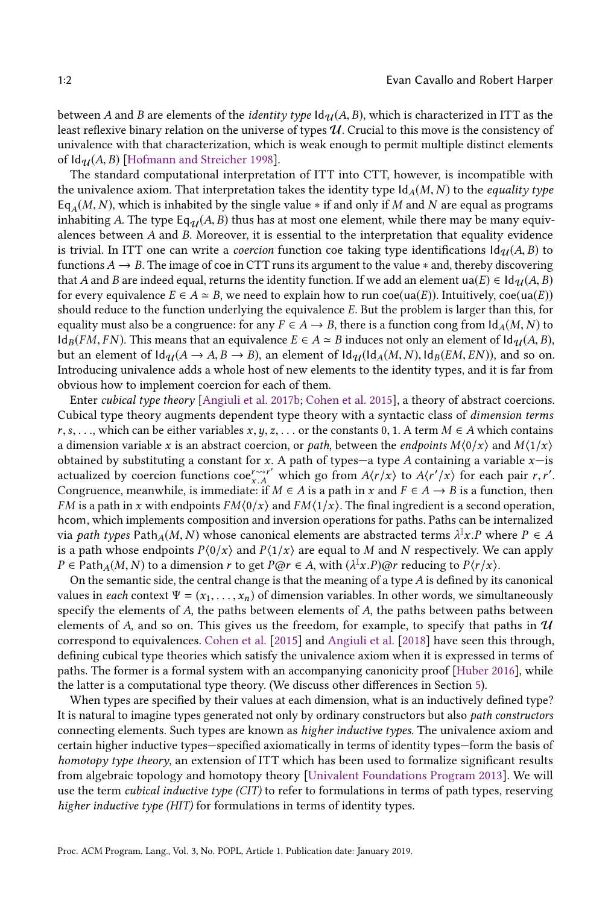between $A$ and $B$ are elements of the *identity type* $\mathsf{Id}_{\mathcal{U}}(A, B)$, which is characterized in ITT as the least reflexive binary relation on the universe of types $\mathcal{U}$. Crucial to this move is the consistency of univalence with that characterization, which is weak enough to permit multiple distinct elements of $\mathsf{Id}_{\mathcal{U}}(A, B)$ [Hofmann and Streicher 1998].

The standard computational interpretation of ITT into CTT, however, is incompatible with the univalence axiom. That interpretation takes the identity type $\mathsf{Id}_A(M, N)$ to the *equality type* $\mathsf{Eq}_A(M, N)$, which is inhabited by the single value $*$ if and only if $M$ and $N$ are equal as programs inhabiting $A$. The type $\mathsf{Eq}_{\mathcal{U}}(A, B)$ thus has at most one element, while there may be many equivalences between $A$ and $B$. Moreover, it is essential to the interpretation that equality evidence is trivial. In ITT one can write a *coercion* function coe taking type identifications $\mathsf{Id}_{\mathcal{U}}(A, B)$ to functions $A \to B$. The image of coe in CTT runs its argument to the value $*$ and, thereby discovering that $A$ and $B$ are indeed equal, returns the identity function. If we add an element $\mathsf{ua}(E) \in \mathsf{Id}_{\mathcal{U}}(A, B)$ for every equivalence $E \in A \simeq B$, we need to explain how to run $\mathsf{coe}(\mathsf{ua}(E))$. Intuitively, $\mathsf{coe}(\mathsf{ua}(E))$ should reduce to the function underlying the equivalence $E$. But the problem is larger than this, for equality must also be a congruence: for any $F \in A \to B$, there is a function cong from $\mathsf{Id}_A(M, N)$ to $\mathsf{Id}_B(FM, FN)$. This means that an equivalence $E \in A \simeq B$ induces not only an element of $\mathsf{Id}_{\mathcal{U}}(A, B)$, but an element of $\mathsf{Id}_{\mathcal{U}}(A \to A, B \to B)$, an element of $\mathsf{Id}_{\mathcal{U}}(\mathsf{Id}_A(M, N), \mathsf{Id}_B(EM, EN))$, and so on. Introducing univalence adds a whole host of new elements to the identity types, and it is far from obvious how to implement coercion for each of them.

Enter *cubical type theory* [Angiuli et al. 2017b; Cohen et al. 2015], a theory of abstract coercions. Cubical type theory augments dependent type theory with a syntactic class of *dimension terms* $r, s, \ldots$, which can be either variables $x, y, z, \ldots$ or the constants 0, 1. A term $M \in A$ which contains a dimension variable $x$ is an abstract coercion, or *path*, between the *endpoints* $M\langle 0/x\rangle$ and $M\langle 1/x\rangle$ obtained by substituting a constant for $x$. A path of types—a type $A$ containing a variable $x$—is actualized by coercion functions $\mathsf{coe}^{r \rightsquigarrow r'}_{x.A}$ which go from $A\langle r/x\rangle$ to $A\langle r'/x\rangle$ for each pair $r, r'$. Congruence, meanwhile, is immediate: if $M \in A$ is a path in $x$ and $F \in A \to B$ is a function, then $FM$ is a path in $x$ with endpoints $FM\langle 0/x\rangle$ and $FM\langle 1/x\rangle$. The final ingredient is a second operation, $\mathsf{hcom}$, which implements composition and inversion operations for paths. Paths can be internalized via *path types* $\mathsf{Path}_A(M, N)$ whose canonical elements are abstracted terms $\lambda^{\mathbb{I}} x.P$ where $P \in A$ is a path whose endpoints $P\langle 0/x\rangle$ and $P\langle 1/x\rangle$ are equal to $M$ and $N$ respectively. We can apply $P \in \mathsf{Path}_A(M, N)$ to a dimension $r$ to get $P@r \in A$, with $(\lambda^{\mathbb{I}} x.P)@r$ reducing to $P\langle r/x\rangle$.

On the semantic side, the central change is that the meaning of a type $A$ is defined by its canonical values in *each* context $\Psi = (x_1, \ldots, x_n)$ of dimension variables. In other words, we simultaneously specify the elements of $A$, the paths between elements of $A$, the paths between paths between elements of $A$, and so on. This gives us the freedom, for example, to specify that paths in $\mathcal{U}$ correspond to equivalences. Cohen et al. [2015] and Angiuli et al. [2018] have seen this through, defining cubical type theories which satisfy the univalence axiom when it is expressed in terms of paths. The former is a formal system with an accompanying canonicity proof [Huber 2016], while the latter is a computational type theory. (We discuss other differences in Section 5).

When types are specified by their values at each dimension, what is an inductively defined type? It is natural to imagine types generated not only by ordinary constructors but also *path constructors* connecting elements. Such types are known as *higher inductive types*. The univalence axiom and certain higher inductive types—specified axiomatically in terms of identity types—form the basis of *homotopy type theory*, an extension of ITT which has been used to formalize significant results from algebraic topology and homotopy theory [Univalent Foundations Program 2013]. We will use the term *cubical inductive type (CIT)* to refer to formulations in terms of path types, reserving *higher inductive type (HIT)* for formulations in terms of identity types.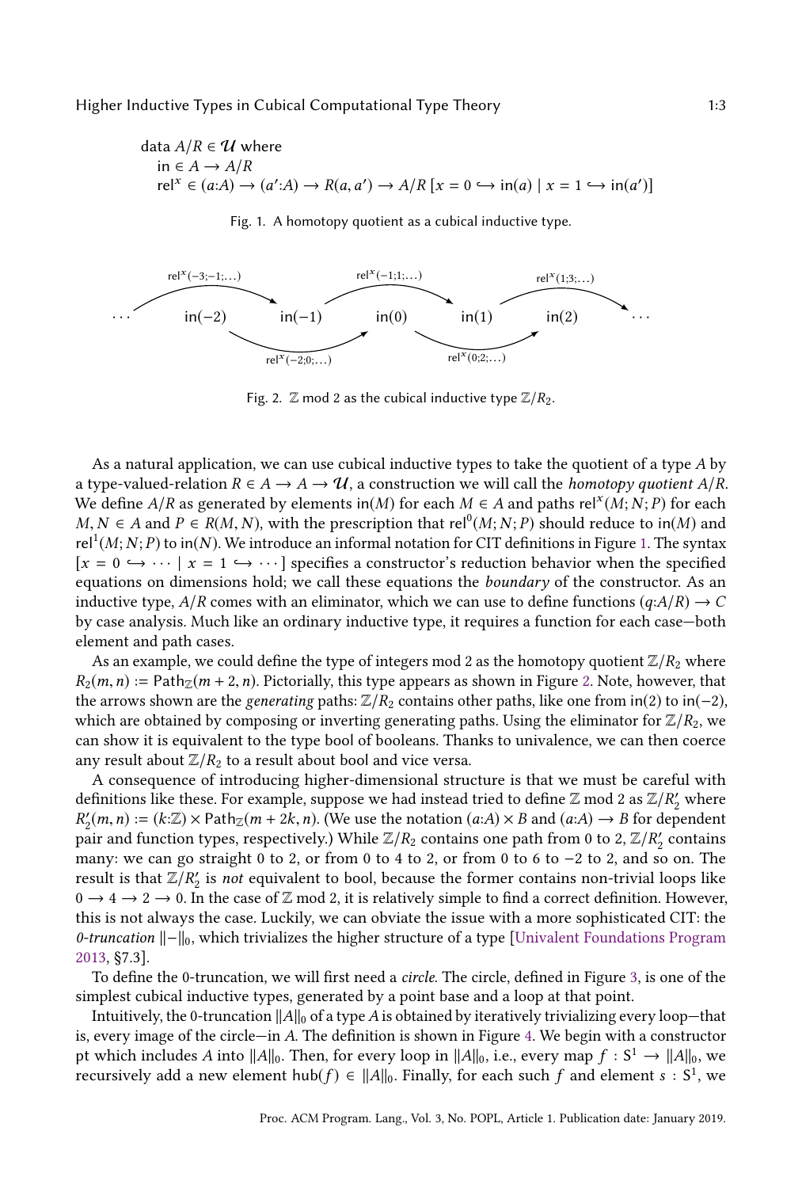data $A/R \in \mathcal{U}$ where
  in $\in A \to A/R$
  $\mathsf{rel}^x \in (a{:}A) \to (a'{:}A) \to R(a, a') \to A/R\ [x = 0 \hookrightarrow \mathsf{in}(a) \mid x = 1 \hookrightarrow \mathsf{in}(a')]$

Fig. 1. A homotopy quotient as a cubical inductive type.

$$\cdots \quad \mathsf{in}(-2) \quad \mathsf{in}(-1) \quad \mathsf{in}(0) \quad \mathsf{in}(1) \quad \mathsf{in}(2) \quad \cdots$$

(arrows labeled $\mathsf{rel}^x(-3;-1;\ldots)$, $\mathsf{rel}^x(-1;1;\ldots)$, $\mathsf{rel}^x(1;3;\ldots)$, $\mathsf{rel}^x(-2;0;\ldots)$, $\mathsf{rel}^x(0;2;\ldots)$)

Fig. 2. $\mathbb{Z}$ mod 2 as the cubical inductive type $\mathbb{Z}/R_2$.

As a natural application, we can use cubical inductive types to take the quotient of a type $A$ by a type-valued-relation $R \in A \to A \to \mathcal{U}$, a construction we will call the *homotopy quotient* $A/R$. We define $A/R$ as generated by elements $\mathsf{in}(M)$ for each $M \in A$ and paths $\mathsf{rel}^x(M; N; P)$ for each $M, N \in A$ and $P \in R(M, N)$, with the prescription that $\mathsf{rel}^0(M; N; P)$ should reduce to $\mathsf{in}(M)$ and $\mathsf{rel}^1(M; N; P)$ to $\mathsf{in}(N)$. We introduce an informal notation for CIT definitions in Figure 1. The syntax $[x = 0 \hookrightarrow \cdots \mid x = 1 \hookrightarrow \cdots]$ specifies a constructor's reduction behavior when the specified equations on dimensions hold; we call these equations the *boundary* of the constructor. As an inductive type, $A/R$ comes with an eliminator, which we can use to define functions $(q{:}A/R) \to C$ by case analysis. Much like an ordinary inductive type, it requires a function for each case—both element and path cases.

As an example, we could define the type of integers mod 2 as the homotopy quotient $\mathbb{Z}/R_2$ where $R_2(m, n) := \mathsf{Path}_{\mathbb{Z}}(m + 2, n)$. Pictorially, this type appears as shown in Figure 2. Note, however, that the arrows shown are the *generating* paths: $\mathbb{Z}/R_2$ contains other paths, like one from $\mathsf{in}(2)$ to $\mathsf{in}(-2)$, which are obtained by composing or inverting generating paths. Using the eliminator for $\mathbb{Z}/R_2$, we can show it is equivalent to the type bool of booleans. Thanks to univalence, we can then coerce any result about $\mathbb{Z}/R_2$ to a result about bool and vice versa.

A consequence of introducing higher-dimensional structure is that we must be careful with definitions like these. For example, suppose we had instead tried to define $\mathbb{Z}$ mod 2 as $\mathbb{Z}/R_2'$ where $R_2'(m, n) := (k{:}\mathbb{Z}) \times \mathsf{Path}_{\mathbb{Z}}(m + 2k, n)$. (We use the notation $(a{:}A) \times B$ and $(a{:}A) \to B$ for dependent pair and function types, respectively.) While $\mathbb{Z}/R_2$ contains one path from 0 to 2, $\mathbb{Z}/R_2'$ contains many: we can go straight 0 to 2, or from 0 to 4 to 2, or from 0 to 6 to $-2$ to 2, and so on. The result is that $\mathbb{Z}/R_2'$ is *not* equivalent to bool, because the former contains non-trivial loops like $0 \to 4 \to 2 \to 0$. In the case of $\mathbb{Z}$ mod 2, it is relatively simple to find a correct definition. However, this is not always the case. Luckily, we can obviate the issue with a more sophisticated CIT: the *0-truncation* $\|-\|_0$, which trivializes the higher structure of a type [Univalent Foundations Program 2013, §7.3].

To define the 0-truncation, we will first need a *circle*. The circle, defined in Figure 3, is one of the simplest cubical inductive types, generated by a point base and a loop at that point.

Intuitively, the 0-truncation $\|A\|_0$ of a type $A$ is obtained by iteratively trivializing every loop—that is, every image of the circle—in $A$. The definition is shown in Figure 4. We begin with a constructor pt which includes $A$ into $\|A\|_0$. Then, for every loop in $\|A\|_0$, i.e., every map $f : \mathsf{S}^1 \to \|A\|_0$, we recursively add a new element $\mathsf{hub}(f) \in \|A\|_0$. Finally, for each such $f$ and element $s : \mathsf{S}^1$, we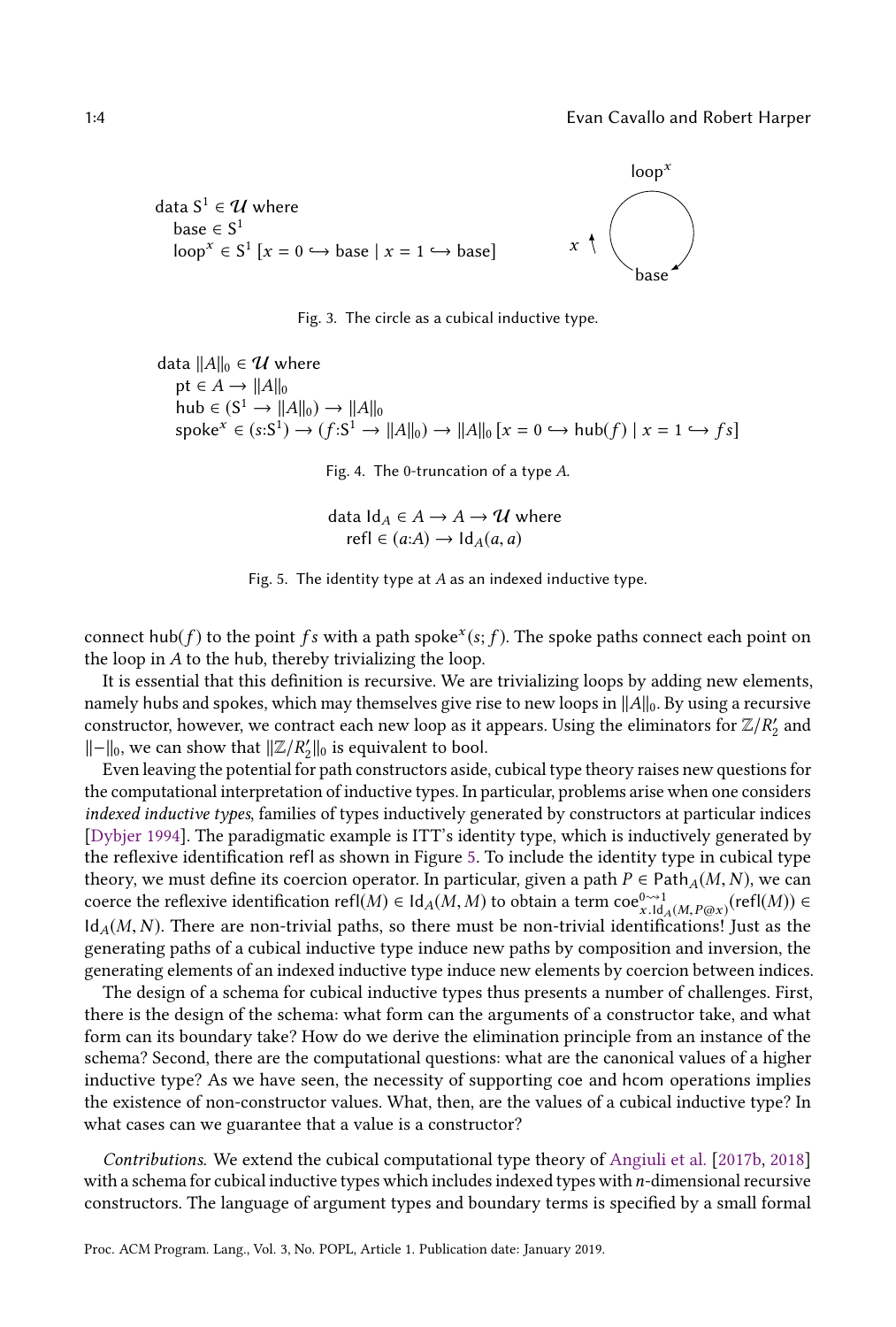```
data S¹ ∈ 𝒰 where
  base ∈ S¹
  loop^x ∈ S¹ [x = 0 ↪ base | x = 1 ↪ base]
```

Fig. 3. The circle as a cubical inductive type.

```
data ‖A‖₀ ∈ 𝒰 where
  pt ∈ A → ‖A‖₀
  hub ∈ (S¹ → ‖A‖₀) → ‖A‖₀
  spoke^x ∈ (s:S¹) → (f:S¹ → ‖A‖₀) → ‖A‖₀ [x = 0 ↪ hub(f) | x = 1 ↪ f s]
```

Fig. 4. The 0-truncation of a type $A$.

```
data Id_A ∈ A → A → 𝒰 where
  refl ∈ (a:A) → Id_A(a, a)
```

Fig. 5. The identity type at $A$ as an indexed inductive type.

connect $\mathsf{hub}(f)$ to the point $f\,s$ with a path $\mathsf{spoke}^x(s; f)$. The spoke paths connect each point on the loop in $A$ to the hub, thereby trivializing the loop.

It is essential that this definition is recursive. We are trivializing loops by adding new elements, namely hubs and spokes, which may themselves give rise to new loops in $\|A\|_0$. By using a recursive constructor, however, we contract each new loop as it appears. Using the eliminators for $\mathbb{Z}/R_2'$ and $\|-\|_0$, we can show that $\|\mathbb{Z}/R_2'\|_0$ is equivalent to bool.

Even leaving the potential for path constructors aside, cubical type theory raises new questions for the computational interpretation of inductive types. In particular, problems arise when one considers *indexed inductive types*, families of types inductively generated by constructors at particular indices [Dybjer 1994]. The paradigmatic example is ITT's identity type, which is inductively generated by the reflexive identification refl as shown in Figure 5. To include the identity type in cubical type theory, we must define its coercion operator. In particular, given a path $P \in \mathsf{Path}_A(M, N)$, we can coerce the reflexive identification $\mathsf{refl}(M) \in \mathsf{Id}_A(M, M)$ to obtain a term $\mathsf{coe}^{0 \rightsquigarrow 1}_{x.\mathsf{Id}_A(M, P@x)}(\mathsf{refl}(M)) \in \mathsf{Id}_A(M, N)$. There are non-trivial paths, so there must be non-trivial identifications! Just as the generating paths of a cubical inductive type induce new paths by composition and inversion, the generating elements of an indexed inductive type induce new elements by coercion between indices.

The design of a schema for cubical inductive types thus presents a number of challenges. First, there is the design of the schema: what form can the arguments of a constructor take, and what form can its boundary take? How do we derive the elimination principle from an instance of the schema? Second, there are the computational questions: what are the canonical values of a higher inductive type? As we have seen, the necessity of supporting coe and hcom operations implies the existence of non-constructor values. What, then, are the values of a cubical inductive type? In what cases can we guarantee that a value is a constructor?

*Contributions.* We extend the cubical computational type theory of Angiuli et al. [2017b, 2018] with a schema for cubical inductive types which includes indexed types with $n$-dimensional recursive constructors. The language of argument types and boundary terms is specified by a small formal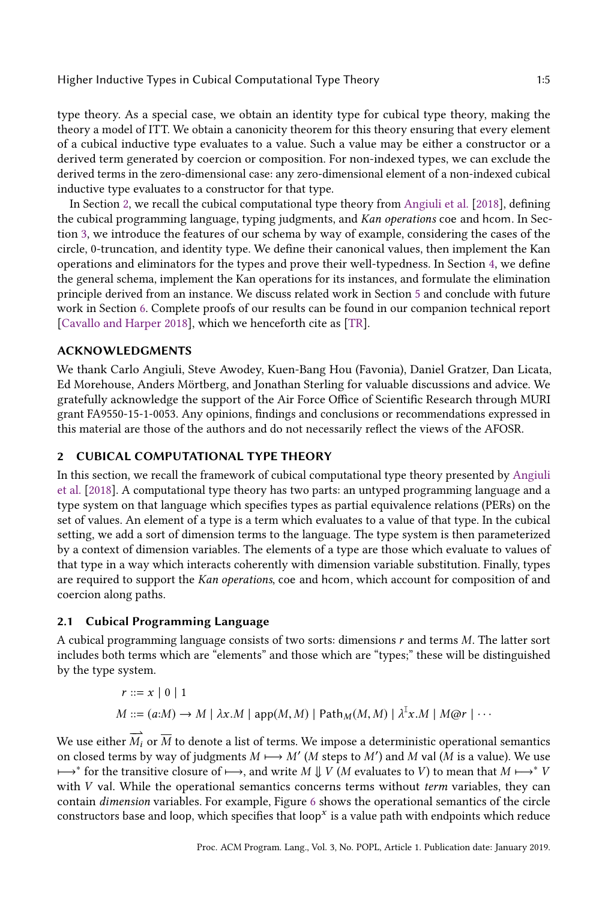type theory. As a special case, we obtain an identity type for cubical type theory, making the theory a model of ITT. We obtain a canonicity theorem for this theory ensuring that every element of a cubical inductive type evaluates to a value. Such a value may be either a constructor or a derived term generated by coercion or composition. For non-indexed types, we can exclude the derived terms in the zero-dimensional case: any zero-dimensional element of a non-indexed cubical inductive type evaluates to a constructor for that type.

In Section 2, we recall the cubical computational type theory from Angiuli et al. [2018], defining the cubical programming language, typing judgments, and *Kan operations* coe and hcom. In Section 3, we introduce the features of our schema by way of example, considering the cases of the circle, 0-truncation, and identity type. We define their canonical values, then implement the Kan operations and eliminators for the types and prove their well-typedness. In Section 4, we define the general schema, implement the Kan operations for its instances, and formulate the elimination principle derived from an instance. We discuss related work in Section 5 and conclude with future work in Section 6. Complete proofs of our results can be found in our companion technical report [Cavallo and Harper 2018], which we henceforth cite as [TR].

## ACKNOWLEDGMENTS

We thank Carlo Angiuli, Steve Awodey, Kuen-Bang Hou (Favonia), Daniel Gratzer, Dan Licata, Ed Morehouse, Anders Mörtberg, and Jonathan Sterling for valuable discussions and advice. We gratefully acknowledge the support of the Air Force Office of Scientific Research through MURI grant FA9550-15-1-0053. Any opinions, findings and conclusions or recommendations expressed in this material are those of the authors and do not necessarily reflect the views of the AFOSR.

## 2 CUBICAL COMPUTATIONAL TYPE THEORY

In this section, we recall the framework of cubical computational type theory presented by Angiuli et al. [2018]. A computational type theory has two parts: an untyped programming language and a type system on that language which specifies types as partial equivalence relations (PERs) on the set of values. An element of a type is a term which evaluates to a value of that type. In the cubical setting, we add a sort of dimension terms to the language. The type system is then parameterized by a context of dimension variables. The elements of a type are those which evaluate to values of that type in a way which interacts coherently with dimension variable substitution. Finally, types are required to support the *Kan operations*, coe and hcom, which account for composition of and coercion along paths.

### 2.1 Cubical Programming Language

A cubical programming language consists of two sorts: dimensions $r$ and terms $M$. The latter sort includes both terms which are "elements" and those which are "types;" these will be distinguished by the type system.

$$r ::= x \mid 0 \mid 1$$

$$M ::= (a{:}M) \to M \mid \lambda x.M \mid \mathsf{app}(M,M) \mid \mathsf{Path}_M(M,M) \mid \lambda^{\mathbb{I}}x.M \mid M@r \mid \cdots$$

We use either $\overrightarrow{M_i}$ or $\overline{M}$ to denote a list of terms. We impose a deterministic operational semantics on closed terms by way of judgments $M \longmapsto M'$ ($M$ steps to $M'$) and $M$ val ($M$ is a value). We use $\longmapsto^*$ for the transitive closure of $\longmapsto$, and write $M \Downarrow V$ ($M$ evaluates to $V$) to mean that $M \longmapsto^* V$ with $V$ val. While the operational semantics concerns terms without *term* variables, they can contain *dimension* variables. For example, Figure 6 shows the operational semantics of the circle constructors base and loop, which specifies that $\mathsf{loop}^x$ is a value path with endpoints which reduce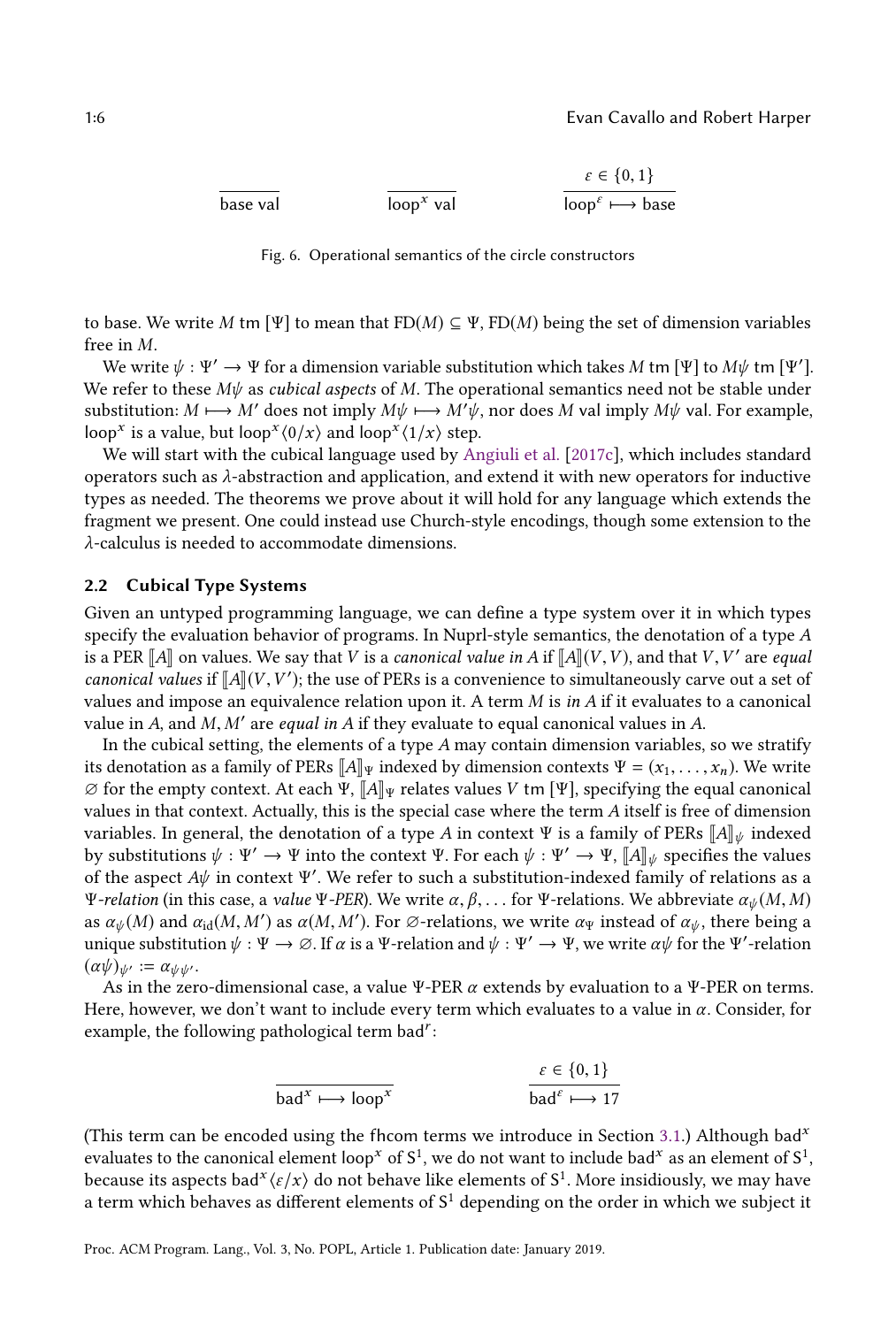$$\frac{}{\mathsf{base}\ \mathsf{val}} \qquad \frac{}{\mathsf{loop}^x\ \mathsf{val}} \qquad \frac{\varepsilon \in \{0,1\}}{\mathsf{loop}^\varepsilon \longmapsto \mathsf{base}}$$

Fig. 6. Operational semantics of the circle constructors

to base. We write $M\ \mathsf{tm}\ [\Psi]$ to mean that $\mathrm{FD}(M) \subseteq \Psi$, $\mathrm{FD}(M)$ being the set of dimension variables free in $M$.

We write $\psi : \Psi' \to \Psi$ for a dimension variable substitution which takes $M\ \mathsf{tm}\ [\Psi]$ to $M\psi\ \mathsf{tm}\ [\Psi']$. We refer to these $M\psi$ as *cubical aspects* of $M$. The operational semantics need not be stable under substitution: $M \longmapsto M'$ does not imply $M\psi \longmapsto M'\psi$, nor does $M$ val imply $M\psi$ val. For example, $\mathsf{loop}^x$ is a value, but $\mathsf{loop}^x\langle 0/x\rangle$ and $\mathsf{loop}^x\langle 1/x\rangle$ step.

We will start with the cubical language used by Angiuli et al. [2017c], which includes standard operators such as $\lambda$-abstraction and application, and extend it with new operators for inductive types as needed. The theorems we prove about it will hold for any language which extends the fragment we present. One could instead use Church-style encodings, though some extension to the $\lambda$-calculus is needed to accommodate dimensions.

## 2.2 Cubical Type Systems

Given an untyped programming language, we can define a type system over it in which types specify the evaluation behavior of programs. In Nuprl-style semantics, the denotation of a type $A$ is a PER $[\![A]\!]$ on values. We say that $V$ is a *canonical value in* $A$ if $[\![A]\!](V,V)$, and that $V, V'$ are *equal canonical values* if $[\![A]\!](V,V')$; the use of PERs is a convenience to simultaneously carve out a set of values and impose an equivalence relation upon it. A term $M$ is *in* $A$ if it evaluates to a canonical value in $A$, and $M, M'$ are *equal in* $A$ if they evaluate to equal canonical values in $A$.

In the cubical setting, the elements of a type $A$ may contain dimension variables, so we stratify its denotation as a family of PERs $[\![A]\!]_\Psi$ indexed by dimension contexts $\Psi = (x_1,\ldots,x_n)$. We write $\varnothing$ for the empty context. At each $\Psi$, $[\![A]\!]_\Psi$ relates values $V\ \mathsf{tm}\ [\Psi]$, specifying the equal canonical values in that context. Actually, this is the special case where the term $A$ itself is free of dimension variables. In general, the denotation of a type $A$ in context $\Psi$ is a family of PERs $[\![A]\!]_\psi$ indexed by substitutions $\psi : \Psi' \to \Psi$ into the context $\Psi$. For each $\psi : \Psi' \to \Psi$, $[\![A]\!]_\psi$ specifies the values of the aspect $A\psi$ in context $\Psi'$. We refer to such a substitution-indexed family of relations as a *$\Psi$-relation* (in this case, a *value $\Psi$-PER*). We write $\alpha, \beta, \ldots$ for $\Psi$-relations. We abbreviate $\alpha_\psi(M,M)$ as $\alpha_\psi(M)$ and $\alpha_{\mathrm{id}}(M,M')$ as $\alpha(M,M')$. For $\varnothing$-relations, we write $\alpha_\Psi$ instead of $\alpha_\psi$, there being a unique substitution $\psi : \Psi \to \varnothing$. If $\alpha$ is a $\Psi$-relation and $\psi : \Psi' \to \Psi$, we write $\alpha\psi$ for the $\Psi'$-relation $(\alpha\psi)_{\psi'} := \alpha_{\psi\psi'}$.

As in the zero-dimensional case, a value $\Psi$-PER $\alpha$ extends by evaluation to a $\Psi$-PER on terms. Here, however, we don't want to include every term which evaluates to a value in $\alpha$. Consider, for example, the following pathological term $\mathsf{bad}^r$:

$$\frac{}{\mathsf{bad}^x \longmapsto \mathsf{loop}^x} \qquad \frac{\varepsilon \in \{0,1\}}{\mathsf{bad}^\varepsilon \longmapsto 17}$$

(This term can be encoded using the fhcom terms we introduce in Section 3.1.) Although $\mathsf{bad}^x$ evaluates to the canonical element $\mathsf{loop}^x$ of $\mathbb{S}^1$, we do not want to include $\mathsf{bad}^x$ as an element of $\mathbb{S}^1$, because its aspects $\mathsf{bad}^x\langle\varepsilon/x\rangle$ do not behave like elements of $\mathbb{S}^1$. More insidiously, we may have a term which behaves as different elements of $\mathbb{S}^1$ depending on the order in which we subject it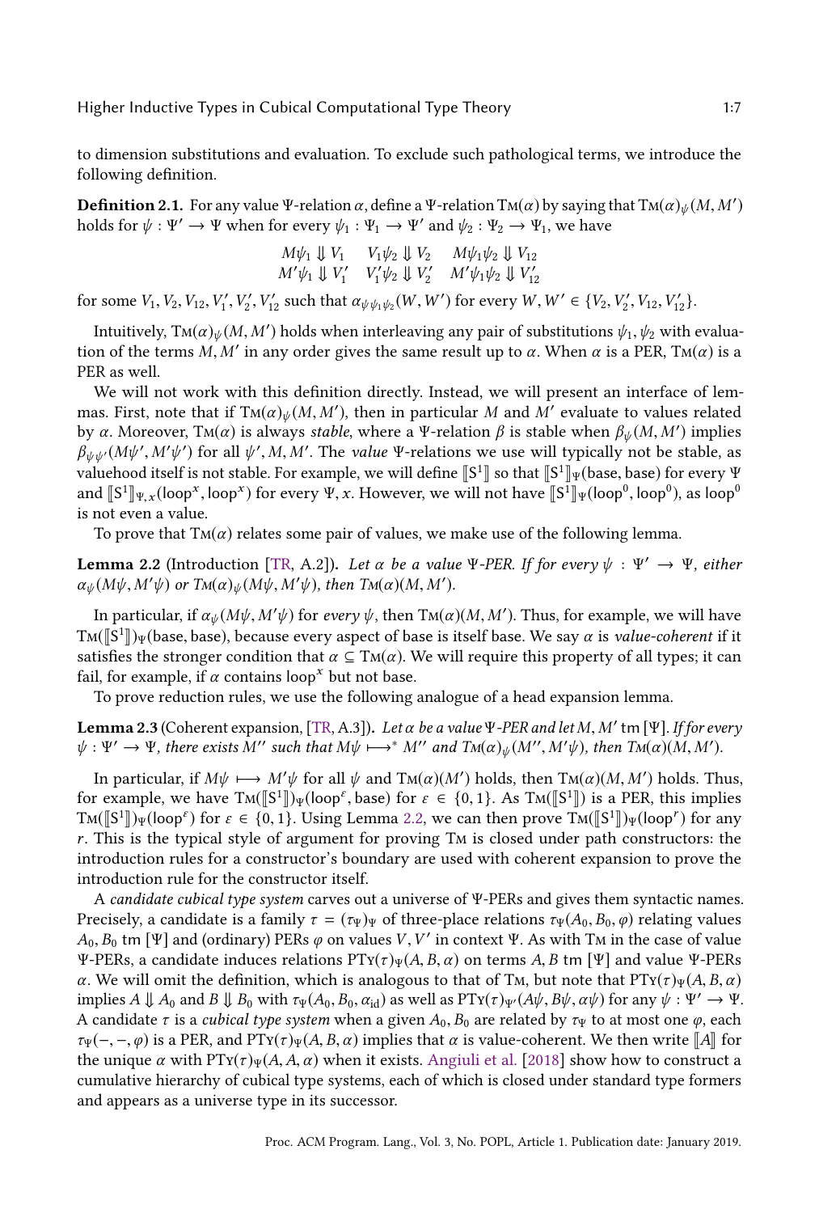to dimension substitutions and evaluation. To exclude such pathological terms, we introduce the following definition.

**Definition 2.1.** For any value $\Psi$-relation $\alpha$, define a $\Psi$-relation $\text{TM}(\alpha)$ by saying that $\text{TM}(\alpha)_\psi(M, M')$ holds for $\psi : \Psi' \to \Psi$ when for every $\psi_1 : \Psi_1 \to \Psi'$ and $\psi_2 : \Psi_2 \to \Psi_1$, we have

$$
\begin{array}{lll}
M\psi_1 \Downarrow V_1 & V_1\psi_2 \Downarrow V_2 & M\psi_1\psi_2 \Downarrow V_{12} \\
M'\psi_1 \Downarrow V_1' & V_1'\psi_2 \Downarrow V_2' & M'\psi_1\psi_2 \Downarrow V_{12}'
\end{array}
$$

for some $V_1, V_2, V_{12}, V_1', V_2', V_{12}'$ such that $\alpha_{\psi\psi_1\psi_2}(W, W')$ for every $W, W' \in \{V_2, V_2', V_{12}, V_{12}'\}$.

Intuitively, $\text{TM}(\alpha)_\psi(M, M')$ holds when interleaving any pair of substitutions $\psi_1, \psi_2$ with evaluation of the terms $M, M'$ in any order gives the same result up to $\alpha$. When $\alpha$ is a PER, $\text{TM}(\alpha)$ is a PER as well.

We will not work with this definition directly. Instead, we will present an interface of lemmas. First, note that if $\text{TM}(\alpha)_\psi(M, M')$, then in particular $M$ and $M'$ evaluate to values related by $\alpha$. Moreover, $\text{TM}(\alpha)$ is always *stable*, where a $\Psi$-relation $\beta$ is stable when $\beta_\psi(M, M')$ implies $\beta_{\psi\psi'}(M\psi', M'\psi')$ for all $\psi', M, M'$. The *value* $\Psi$-relations we use will typically not be stable, as valuehood itself is not stable. For example, we will define $[\![\mathbb{S}^1]\!]$ so that $[\![\mathbb{S}^1]\!]_\Psi(\text{base}, \text{base})$ for every $\Psi$ and $[\![\mathbb{S}^1]\!]_{\Psi,x}(\text{loop}^x, \text{loop}^x)$ for every $\Psi, x$. However, we will not have $[\![\mathbb{S}^1]\!]_\Psi(\text{loop}^0, \text{loop}^0)$, as $\text{loop}^0$ is not even a value.

To prove that $\text{TM}(\alpha)$ relates some pair of values, we make use of the following lemma.

**Lemma 2.2** (Introduction [TR, A.2]). *Let $\alpha$ be a value $\Psi$-PER. If for every $\psi : \Psi' \to \Psi$, either $\alpha_\psi(M\psi, M'\psi)$ or $\text{TM}(\alpha)_\psi(M\psi, M'\psi)$, then $\text{TM}(\alpha)(M, M')$.*

In particular, if $\alpha_\psi(M\psi, M'\psi)$ for *every* $\psi$, then $\text{TM}(\alpha)(M, M')$. Thus, for example, we will have $\text{TM}([\![\mathbb{S}^1]\!])_\Psi(\text{base}, \text{base})$, because every aspect of base is itself base. We say $\alpha$ is *value-coherent* if it satisfies the stronger condition that $\alpha \subseteq \text{TM}(\alpha)$. We will require this property of all types; it can fail, for example, if $\alpha$ contains $\text{loop}^x$ but not base.

To prove reduction rules, we use the following analogue of a head expansion lemma.

**Lemma 2.3** (Coherent expansion, [TR, A.3]). *Let $\alpha$ be a value $\Psi$-PER and let $M, M'$ tm $[\Psi]$. If for every $\psi : \Psi' \to \Psi$, there exists $M''$ such that $M\psi \longmapsto^* M''$ and $\text{TM}(\alpha)_\psi(M'', M'\psi)$, then $\text{TM}(\alpha)(M, M')$.*

In particular, if $M\psi \longmapsto M'\psi$ for all $\psi$ and $\text{TM}(\alpha)(M')$ holds, then $\text{TM}(\alpha)(M, M')$ holds. Thus, for example, we have $\text{TM}([\![\mathbb{S}^1]\!])_\Psi(\text{loop}^\varepsilon, \text{base})$ for $\varepsilon \in \{0, 1\}$. As $\text{TM}([\![\mathbb{S}^1]\!])$ is a PER, this implies $\text{TM}([\![\mathbb{S}^1]\!])_\Psi(\text{loop}^\varepsilon)$ for $\varepsilon \in \{0, 1\}$. Using Lemma 2.2, we can then prove $\text{TM}([\![\mathbb{S}^1]\!])_\Psi(\text{loop}^r)$ for any $r$. This is the typical style of argument for proving TM is closed under path constructors: the introduction rules for a constructor's boundary are used with coherent expansion to prove the introduction rule for the constructor itself.

A *candidate cubical type system* carves out a universe of $\Psi$-PERs and gives them syntactic names. Precisely, a candidate is a family $\tau = (\tau_\Psi)_\Psi$ of three-place relations $\tau_\Psi(A_0, B_0, \varphi)$ relating values $A_0, B_0$ tm $[\Psi]$ and (ordinary) PERs $\varphi$ on values $V, V'$ in context $\Psi$. As with TM in the case of value $\Psi$-PERs, a candidate induces relations $\text{PTY}(\tau)_\Psi(A, B, \alpha)$ on terms $A, B$ tm $[\Psi]$ and value $\Psi$-PERs $\alpha$. We will omit the definition, which is analogous to that of TM, but note that $\text{PTY}(\tau)_\Psi(A, B, \alpha)$ implies $A \Downarrow A_0$ and $B \Downarrow B_0$ with $\tau_\Psi(A_0, B_0, \alpha_{\text{id}})$ as well as $\text{PTY}(\tau)_{\Psi'}(A\psi, B\psi, \alpha\psi)$ for any $\psi : \Psi' \to \Psi$. A candidate $\tau$ is a *cubical type system* when a given $A_0, B_0$ are related by $\tau_\Psi$ to at most one $\varphi$, each $\tau_\Psi(-, -, \varphi)$ is a PER, and $\text{PTY}(\tau)_\Psi(A, B, \alpha)$ implies that $\alpha$ is value-coherent. We then write $[\![A]\!]$ for the unique $\alpha$ with $\text{PTY}(\tau)_\Psi(A, A, \alpha)$ when it exists. Angiuli et al. [2018] show how to construct a cumulative hierarchy of cubical type systems, each of which is closed under standard type formers and appears as a universe type in its successor.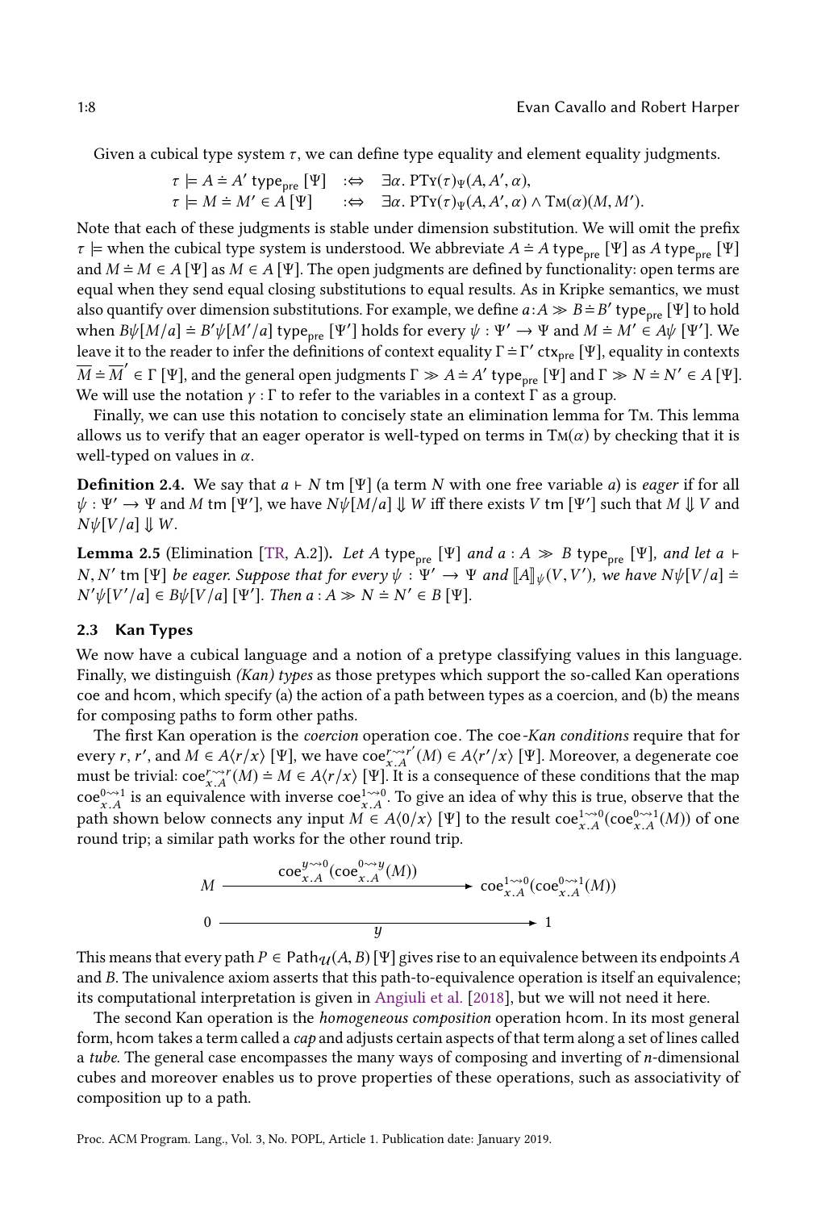Given a cubical type system $\tau$, we can define type equality and element equality judgments.

$$\tau \models A \doteq A' \;\mathsf{type_{pre}}\;[\Psi] \quad :\Leftrightarrow \quad \exists\alpha.\ \mathrm{PTy}(\tau)_\Psi(A, A', \alpha),$$
$$\tau \models M \doteq M' \in A\;[\Psi] \quad :\Leftrightarrow \quad \exists\alpha.\ \mathrm{PTy}(\tau)_\Psi(A, A', \alpha) \wedge \mathrm{Tm}(\alpha)(M, M').$$

Note that each of these judgments is stable under dimension substitution. We will omit the prefix $\tau \models$ when the cubical type system is understood. We abbreviate $A \doteq A\;\mathsf{type_{pre}}\;[\Psi]$ as $A\;\mathsf{type_{pre}}\;[\Psi]$ and $M \doteq M \in A\;[\Psi]$ as $M \in A\;[\Psi]$. The open judgments are defined by functionality: open terms are equal when they send equal closing substitutions to equal results. As in Kripke semantics, we must also quantify over dimension substitutions. For example, we define $a{:}A \gg B \doteq B'\;\mathsf{type_{pre}}\;[\Psi]$ to hold when $B\psi[M/a] \doteq B'\psi[M'/a]\;\mathsf{type_{pre}}\;[\Psi']$ holds for every $\psi : \Psi' \to \Psi$ and $M \doteq M' \in A\psi\;[\Psi']$. We leave it to the reader to infer the definitions of context equality $\Gamma \doteq \Gamma'\;\mathsf{ctx_{pre}}\;[\Psi]$, equality in contexts $\overline{M} \doteq \overline{M}' \in \Gamma\;[\Psi]$, and the general open judgments $\Gamma \gg A \doteq A'\;\mathsf{type_{pre}}\;[\Psi]$ and $\Gamma \gg N \doteq N' \in A\;[\Psi]$. We will use the notation $\gamma : \Gamma$ to refer to the variables in a context $\Gamma$ as a group.

Finally, we can use this notation to concisely state an elimination lemma for Tm. This lemma allows us to verify that an eager operator is well-typed on terms in $\mathrm{Tm}(\alpha)$ by checking that it is well-typed on values in $\alpha$.

**Definition 2.4.** We say that $a \vdash N\;\mathsf{tm}\;[\Psi]$ (a term $N$ with one free variable $a$) is *eager* if for all $\psi : \Psi' \to \Psi$ and $M\;\mathsf{tm}\;[\Psi']$, we have $N\psi[M/a] \Downarrow W$ iff there exists $V\;\mathsf{tm}\;[\Psi']$ such that $M \Downarrow V$ and $N\psi[V/a] \Downarrow W$.

**Lemma 2.5** (Elimination [TR, A.2]). *Let $A\;\mathsf{type_{pre}}\;[\Psi]$ and $a : A \gg B\;\mathsf{type_{pre}}\;[\Psi]$, and let $a \vdash N, N'\;\mathsf{tm}\;[\Psi]$ be eager. Suppose that for every $\psi : \Psi' \to \Psi$ and $[\![A]\!]_\psi(V, V')$, we have $N\psi[V/a] \doteq N'\psi[V'/a] \in B\psi[V/a]\;[\Psi']$. Then $a : A \gg N \doteq N' \in B\;[\Psi]$.*

### 2.3 Kan Types

We now have a cubical language and a notion of a pretype classifying values in this language. Finally, we distinguish *(Kan) types* as those pretypes which support the so-called Kan operations coe and hcom, which specify (a) the action of a path between types as a coercion, and (b) the means for composing paths to form other paths.

The first Kan operation is the *coercion* operation coe. The coe*-Kan conditions* require that for every $r, r'$, and $M \in A\langle r/x\rangle\;[\Psi]$, we have $\mathsf{coe}^{r \rightsquigarrow r'}_{x.A}(M) \in A\langle r'/x\rangle\;[\Psi]$. Moreover, a degenerate coe must be trivial: $\mathsf{coe}^{r \rightsquigarrow r}_{x.A}(M) \doteq M \in A\langle r/x\rangle\;[\Psi]$. It is a consequence of these conditions that the map $\mathsf{coe}^{0 \rightsquigarrow 1}_{x.A}$ is an equivalence with inverse $\mathsf{coe}^{1 \rightsquigarrow 0}_{x.A}$. To give an idea of why this is true, observe that the path shown below connects any input $M \in A\langle 0/x\rangle\;[\Psi]$ to the result $\mathsf{coe}^{1 \rightsquigarrow 0}_{x.A}(\mathsf{coe}^{0 \rightsquigarrow 1}_{x.A}(M))$ of one round trip; a similar path works for the other round trip.

$$M \xrightarrow{\quad \mathsf{coe}^{y \rightsquigarrow 0}_{x.A}(\mathsf{coe}^{0 \rightsquigarrow y}_{x.A}(M)) \quad} \mathsf{coe}^{1 \rightsquigarrow 0}_{x.A}(\mathsf{coe}^{0 \rightsquigarrow 1}_{x.A}(M))$$
$$0 \xrightarrow[\quad y \quad]{} 1$$

This means that every path $P \in \mathsf{Path}_{\mathcal{U}}(A, B)\;[\Psi]$ gives rise to an equivalence between its endpoints $A$ and $B$. The univalence axiom asserts that this path-to-equivalence operation is itself an equivalence; its computational interpretation is given in Angiuli et al. [2018], but we will not need it here.

The second Kan operation is the *homogeneous composition* operation hcom. In its most general form, hcom takes a term called a *cap* and adjusts certain aspects of that term along a set of lines called a *tube*. The general case encompasses the many ways of composing and inverting of $n$-dimensional cubes and moreover enables us to prove properties of these operations, such as associativity of composition up to a path.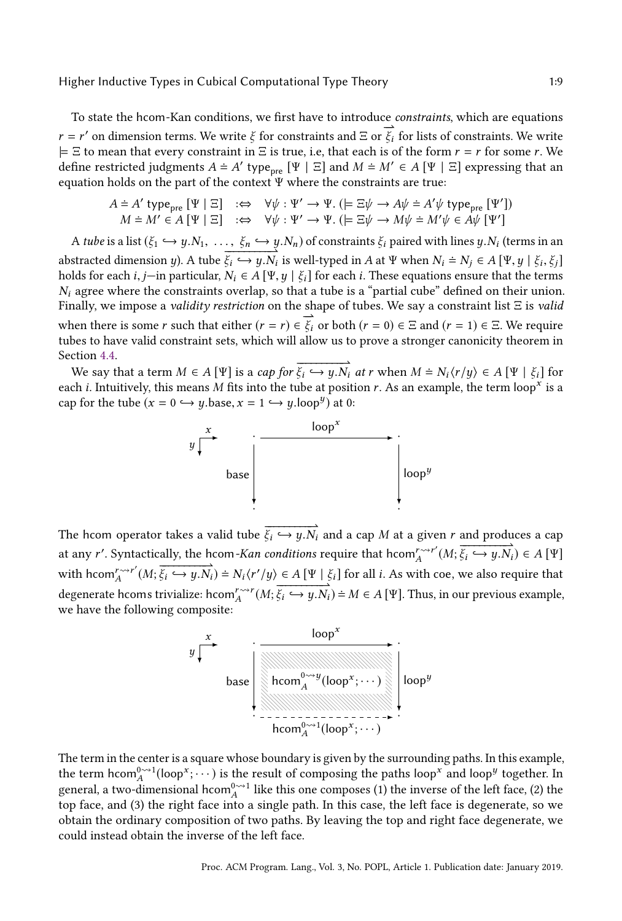To state the hcom-Kan conditions, we first have to introduce *constraints*, which are equations $r = r'$ on dimension terms. We write $\xi$ for constraints and $\Xi$ or $\overrightarrow{\xi_i}$ for lists of constraints. We write $\models \Xi$ to mean that every constraint in $\Xi$ is true, i.e, that each is of the form $r = r$ for some $r$. We define restricted judgments $A \doteq A' \ \mathsf{type}_{\mathsf{pre}} \ [\Psi \mid \Xi]$ and $M \doteq M' \in A \ [\Psi \mid \Xi]$ expressing that an equation holds on the part of the context $\Psi$ where the constraints are true:

$$
\begin{aligned}
A \doteq A' \ \mathsf{type}_{\mathsf{pre}} \ [\Psi \mid \Xi] \quad &:\Leftrightarrow \quad \forall \psi : \Psi' \to \Psi.\ (\models \Xi\psi \to A\psi \doteq A'\psi \ \mathsf{type}_{\mathsf{pre}} \ [\Psi']) \\
M \doteq M' \in A \ [\Psi \mid \Xi] \quad &:\Leftrightarrow \quad \forall \psi : \Psi' \to \Psi.\ (\models \Xi\psi \to M\psi \doteq M'\psi \in A\psi \ [\Psi'])
\end{aligned}
$$

A *tube* is a list $(\xi_1 \hookrightarrow y.N_1, \ \ldots, \ \xi_n \hookrightarrow y.N_n)$ of constraints $\xi_i$ paired with lines $y.N_i$ (terms in an abstracted dimension $y$). A tube $\overrightarrow{\xi_i \hookrightarrow y.N_i}$ is well-typed in $A$ at $\Psi$ when $N_i \doteq N_j \in A \ [\Psi, y \mid \xi_i, \xi_j]$ holds for each $i, j$—in particular, $N_i \in A \ [\Psi, y \mid \xi_i]$ for each $i$. These equations ensure that the terms $N_i$ agree where the constraints overlap, so that a tube is a "partial cube" defined on their union. Finally, we impose a *validity restriction* on the shape of tubes. We say a constraint list $\Xi$ is *valid* when there is some $r$ such that either $(r = r) \in \overrightarrow{\xi_i}$ or both $(r = 0) \in \Xi$ and $(r = 1) \in \Xi$. We require tubes to have valid constraint sets, which will allow us to prove a stronger canonicity theorem in Section 4.4.

We say that a term $M \in A \ [\Psi]$ is a *cap for* $\overrightarrow{\xi_i \hookrightarrow y.N_i}$ *at* $r$ when $M \doteq N_i\langle r/y\rangle \in A \ [\Psi \mid \xi_i]$ for each $i$. Intuitively, this means $M$ fits into the tube at position $r$. As an example, the term $\mathsf{loop}^x$ is a cap for the tube $(x = 0 \hookrightarrow y.\mathsf{base}, x = 1 \hookrightarrow y.\mathsf{loop}^y)$ at 0:

The hcom operator takes a valid tube $\overrightarrow{\xi_i \hookrightarrow y.N_i}$ and a cap $M$ at a given $r$ and produces a cap at any $r'$. Syntactically, the hcom*-Kan conditions* require that $\mathsf{hcom}_A^{r \rightsquigarrow r'}(M; \overrightarrow{\xi_i \hookrightarrow y.N_i}) \in A \ [\Psi]$ with $\mathsf{hcom}_A^{r \rightsquigarrow r'}(M; \overrightarrow{\xi_i \hookrightarrow y.N_i}) \doteq N_i\langle r'/y\rangle \in A \ [\Psi \mid \xi_i]$ for all $i$. As with coe, we also require that degenerate hcoms trivialize: $\mathsf{hcom}_A^{r \rightsquigarrow r}(M; \overrightarrow{\xi_i \hookrightarrow y.N_i}) \doteq M \in A \ [\Psi]$. Thus, in our previous example, we have the following composite:

The term in the center is a square whose boundary is given by the surrounding paths. In this example, the term $\mathsf{hcom}_A^{0 \rightsquigarrow 1}(\mathsf{loop}^x; \cdots)$ is the result of composing the paths $\mathsf{loop}^x$ and $\mathsf{loop}^y$ together. In general, a two-dimensional $\mathsf{hcom}_A^{0 \rightsquigarrow 1}$ like this one composes (1) the inverse of the left face, (2) the top face, and (3) the right face into a single path. In this case, the left face is degenerate, so we obtain the ordinary composition of two paths. By leaving the top and right face degenerate, we could instead obtain the inverse of the left face.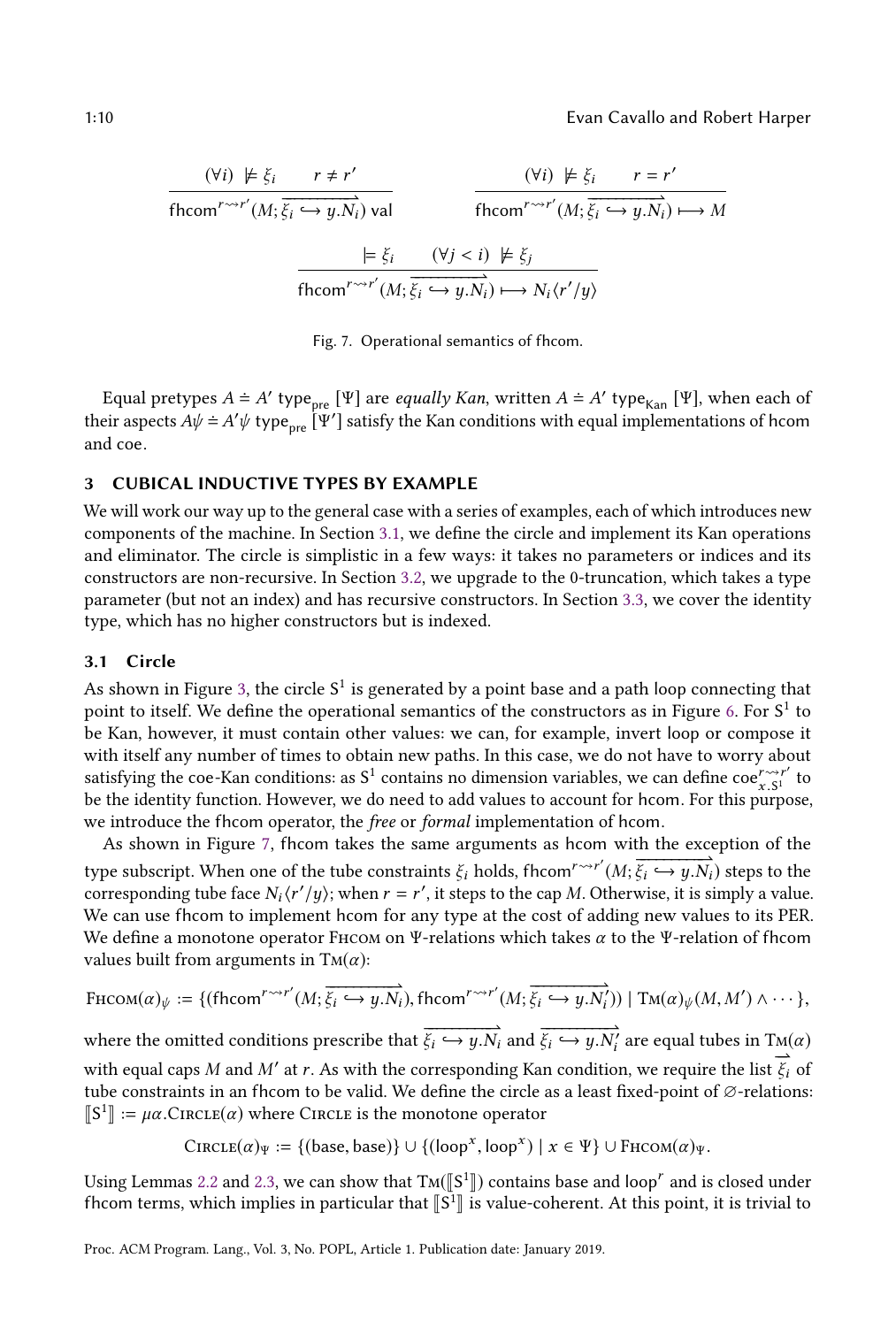$$\frac{(\forall i)\ \not\models \xi_i \qquad r \neq r'}{\mathsf{fhcom}^{r \rightsquigarrow r'}(M; \overrightarrow{\xi_i \hookrightarrow y.N_i})\ \mathsf{val}} \qquad \frac{(\forall i)\ \not\models \xi_i \qquad r = r'}{\mathsf{fhcom}^{r \rightsquigarrow r'}(M; \overrightarrow{\xi_i \hookrightarrow y.N_i}) \longmapsto M}$$

$$\frac{\models \xi_i \qquad (\forall j < i)\ \not\models \xi_j}{\mathsf{fhcom}^{r \rightsquigarrow r'}(M; \overrightarrow{\xi_i \hookrightarrow y.N_i}) \longmapsto N_i\langle r'/y\rangle}$$

Fig. 7. Operational semantics of fhcom.

Equal pretypes $A \doteq A'\ \mathsf{type}_{\mathsf{pre}}\ [\Psi]$ are *equally Kan*, written $A \doteq A'\ \mathsf{type}_{\mathsf{Kan}}\ [\Psi]$, when each of their aspects $A\psi \doteq A'\psi\ \mathsf{type}_{\mathsf{pre}}\ [\Psi']$ satisfy the Kan conditions with equal implementations of hcom and coe.

## 3 CUBICAL INDUCTIVE TYPES BY EXAMPLE

We will work our way up to the general case with a series of examples, each of which introduces new components of the machine. In Section 3.1, we define the circle and implement its Kan operations and eliminator. The circle is simplistic in a few ways: it takes no parameters or indices and its constructors are non-recursive. In Section 3.2, we upgrade to the 0-truncation, which takes a type parameter (but not an index) and has recursive constructors. In Section 3.3, we cover the identity type, which has no higher constructors but is indexed.

### 3.1 Circle

As shown in Figure 3, the circle $\mathsf{S}^1$ is generated by a point base and a path loop connecting that point to itself. We define the operational semantics of the constructors as in Figure 6. For $\mathsf{S}^1$ to be Kan, however, it must contain other values: we can, for example, invert loop or compose it with itself any number of times to obtain new paths. In this case, we do not have to worry about satisfying the coe-Kan conditions: as $\mathsf{S}^1$ contains no dimension variables, we can define $\mathsf{coe}^{r \rightsquigarrow r'}_{x.\mathsf{S}^1}$ to be the identity function. However, we do need to add values to account for hcom. For this purpose, we introduce the fhcom operator, the *free* or *formal* implementation of hcom.

As shown in Figure 7, fhcom takes the same arguments as hcom with the exception of the type subscript. When one of the tube constraints $\xi_i$ holds, $\mathsf{fhcom}^{r \rightsquigarrow r'}(M; \overrightarrow{\xi_i \hookrightarrow y.N_i})$ steps to the corresponding tube face $N_i\langle r'/y\rangle$; when $r = r'$, it steps to the cap $M$. Otherwise, it is simply a value. We can use fhcom to implement hcom for any type at the cost of adding new values to its PER. We define a monotone operator $\textsc{Fhcom}$ on $\Psi$-relations which takes $\alpha$ to the $\Psi$-relation of fhcom values built from arguments in $\textsc{Tm}(\alpha)$:

$$\textsc{Fhcom}(\alpha)_\psi := \{(\mathsf{fhcom}^{r \rightsquigarrow r'}(M; \overrightarrow{\xi_i \hookrightarrow y.N_i}), \mathsf{fhcom}^{r \rightsquigarrow r'}(M; \overrightarrow{\xi_i \hookrightarrow y.N_i'})) \mid \textsc{Tm}(\alpha)_\psi(M, M') \wedge \cdots\},$$

where the omitted conditions prescribe that $\overrightarrow{\xi_i \hookrightarrow y.N_i}$ and $\overrightarrow{\xi_i \hookrightarrow y.N_i'}$ are equal tubes in $\textsc{Tm}(\alpha)$ with equal caps $M$ and $M'$ at $r$. As with the corresponding Kan condition, we require the list $\overrightarrow{\xi_i}$ of tube constraints in an fhcom to be valid. We define the circle as a least fixed-point of $\varnothing$-relations: $[\![\mathsf{S}^1]\!] := \mu\alpha.\textsc{Circle}(\alpha)$ where $\textsc{Circle}$ is the monotone operator

$$\textsc{Circle}(\alpha)_\Psi := \{(\mathsf{base}, \mathsf{base})\} \cup \{(\mathsf{loop}^x, \mathsf{loop}^x) \mid x \in \Psi\} \cup \textsc{Fhcom}(\alpha)_\Psi.$$

Using Lemmas 2.2 and 2.3, we can show that $\textsc{Tm}([\![\mathsf{S}^1]\!])$ contains base and $\mathsf{loop}^r$ and is closed under fhcom terms, which implies in particular that $[\![\mathsf{S}^1]\!]$ is value-coherent. At this point, it is trivial to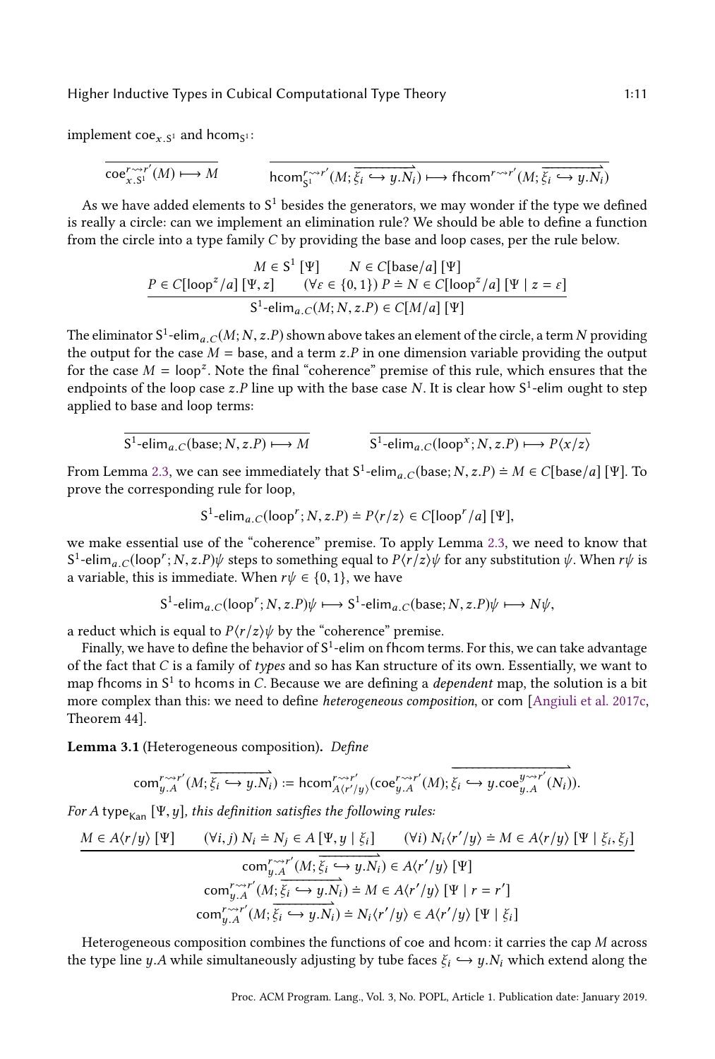implement $\mathsf{coe}_{x.\mathsf{S}^1}$ and $\mathsf{hcom}_{\mathsf{S}^1}$:

$$\frac{}{\mathsf{coe}^{r \rightsquigarrow r'}_{x.\mathsf{S}^1}(M) \longmapsto M} \qquad \frac{}{\mathsf{hcom}^{r \rightsquigarrow r'}_{\mathsf{S}^1}(M; \overrightarrow{\xi_i \hookrightarrow y.N_i}) \longmapsto \mathsf{fhcom}^{r \rightsquigarrow r'}(M; \overrightarrow{\xi_i \hookrightarrow y.N_i})}$$

As we have added elements to $\mathsf{S}^1$ besides the generators, we may wonder if the type we defined is really a circle: can we implement an elimination rule? We should be able to define a function from the circle into a type family $C$ by providing the base and loop cases, per the rule below.

$$\frac{M \in \mathsf{S}^1\ [\Psi] \qquad N \in C[\mathsf{base}/a]\ [\Psi] \qquad P \in C[\mathsf{loop}^z/a]\ [\Psi, z] \qquad (\forall \varepsilon \in \{0,1\})\ P \doteq N \in C[\mathsf{loop}^z/a]\ [\Psi \mid z = \varepsilon]}{\mathsf{S}^1\text{-}\mathsf{elim}_{a.C}(M; N, z.P) \in C[M/a]\ [\Psi]}$$

The eliminator $\mathsf{S}^1\text{-}\mathsf{elim}_{a.C}(M; N, z.P)$ shown above takes an element of the circle, a term $N$ providing the output for the case $M = \mathsf{base}$, and a term $z.P$ in one dimension variable providing the output for the case $M = \mathsf{loop}^z$. Note the final "coherence" premise of this rule, which ensures that the endpoints of the loop case $z.P$ line up with the base case $N$. It is clear how $\mathsf{S}^1$-elim ought to step applied to base and loop terms:

$$\frac{}{\mathsf{S}^1\text{-}\mathsf{elim}_{a.C}(\mathsf{base}; N, z.P) \longmapsto M} \qquad \frac{}{\mathsf{S}^1\text{-}\mathsf{elim}_{a.C}(\mathsf{loop}^x; N, z.P) \longmapsto P\langle x/z\rangle}$$

From Lemma 2.3, we can see immediately that $\mathsf{S}^1\text{-}\mathsf{elim}_{a.C}(\mathsf{base}; N, z.P) \doteq M \in C[\mathsf{base}/a]\ [\Psi]$. To prove the corresponding rule for loop,

$$\mathsf{S}^1\text{-}\mathsf{elim}_{a.C}(\mathsf{loop}^r; N, z.P) \doteq P\langle r/z\rangle \in C[\mathsf{loop}^r/a]\ [\Psi],$$

we make essential use of the "coherence" premise. To apply Lemma 2.3, we need to know that $\mathsf{S}^1\text{-}\mathsf{elim}_{a.C}(\mathsf{loop}^r; N, z.P)\psi$ steps to something equal to $P\langle r/z\rangle\psi$ for any substitution $\psi$. When $r\psi$ is a variable, this is immediate. When $r\psi \in \{0, 1\}$, we have

$$\mathsf{S}^1\text{-}\mathsf{elim}_{a.C}(\mathsf{loop}^r; N, z.P)\psi \longmapsto \mathsf{S}^1\text{-}\mathsf{elim}_{a.C}(\mathsf{base}; N, z.P)\psi \longmapsto N\psi,$$

a reduct which is equal to $P\langle r/z\rangle\psi$ by the "coherence" premise.

Finally, we have to define the behavior of $\mathsf{S}^1$-elim on fhcom terms. For this, we can take advantage of the fact that $C$ is a family of *types* and so has Kan structure of its own. Essentially, we want to map fhcoms in $\mathsf{S}^1$ to hcoms in $C$. Because we are defining a *dependent* map, the solution is a bit more complex than this: we need to define *heterogeneous composition*, or com [Angiuli et al. 2017c, Theorem 44].

**Lemma 3.1** (Heterogeneous composition). *Define*

$$\mathsf{com}^{r \rightsquigarrow r'}_{y.A}(M; \overrightarrow{\xi_i \hookrightarrow y.N_i}) := \mathsf{hcom}^{r \rightsquigarrow r'}_{A\langle r'/y\rangle}(\mathsf{coe}^{r \rightsquigarrow r'}_{y.A}(M); \overrightarrow{\xi_i \hookrightarrow y.\mathsf{coe}^{y \rightsquigarrow r'}_{y.A}(N_i)}).$$

*For $A$ $\mathsf{type}_{\mathsf{Kan}}$ $[\Psi, y]$, this definition satisfies the following rules:*

$$\frac{M \in A\langle r/y\rangle\ [\Psi] \qquad (\forall i, j)\ N_i \doteq N_j \in A\ [\Psi, y \mid \xi_i] \qquad (\forall i)\ N_i\langle r'/y\rangle \doteq M \in A\langle r/y\rangle\ [\Psi \mid \xi_i, \xi_j]}{\begin{array}{c}\mathsf{com}^{r \rightsquigarrow r'}_{y.A}(M; \overrightarrow{\xi_i \hookrightarrow y.N_i}) \in A\langle r'/y\rangle\ [\Psi] \\ \mathsf{com}^{r \rightsquigarrow r'}_{y.A}(M; \overrightarrow{\xi_i \hookrightarrow y.N_i}) \doteq M \in A\langle r'/y\rangle\ [\Psi \mid r = r'] \\ \mathsf{com}^{r \rightsquigarrow r'}_{y.A}(M; \overrightarrow{\xi_i \hookrightarrow y.N_i}) \doteq N_i\langle r'/y\rangle \in A\langle r'/y\rangle\ [\Psi \mid \xi_i]\end{array}}$$

Heterogeneous composition combines the functions of coe and hcom: it carries the cap $M$ across the type line $y.A$ while simultaneously adjusting by tube faces $\xi_i \hookrightarrow y.N_i$ which extend along the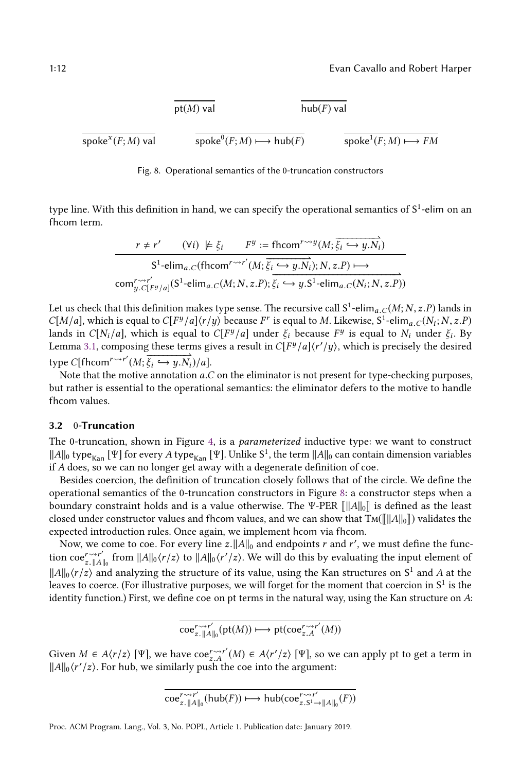$$\frac{}{\mathsf{pt}(M)\ \mathsf{val}} \qquad \frac{}{\mathsf{hub}(F)\ \mathsf{val}}$$

$$\frac{}{\mathsf{spoke}^x(F;M)\ \mathsf{val}} \qquad \frac{}{\mathsf{spoke}^0(F;M) \longmapsto \mathsf{hub}(F)} \qquad \frac{}{\mathsf{spoke}^1(F;M) \longmapsto FM}$$

Fig. 8. Operational semantics of the 0-truncation constructors

type line. With this definition in hand, we can specify the operational semantics of $\mathsf{S}^1$-elim on an fhcom term.

$$\frac{r \neq r' \qquad (\forall i)\ \not\models \xi_i \qquad F^y := \mathsf{fhcom}^{r \rightsquigarrow y}(M; \overrightarrow{\xi_i \hookrightarrow y.N_i})}{\begin{array}{c}\mathsf{S}^1\text{-}\mathsf{elim}_{a.C}(\mathsf{fhcom}^{r \rightsquigarrow r'}(M; \overrightarrow{\xi_i \hookrightarrow y.N_i}); N, z.P) \longmapsto \\ \mathsf{com}^{r \rightsquigarrow r'}_{y.C[F^y/a]}(\mathsf{S}^1\text{-}\mathsf{elim}_{a.C}(M; N, z.P); \overrightarrow{\xi_i \hookrightarrow y.\mathsf{S}^1\text{-}\mathsf{elim}_{a.C}(N_i; N, z.P)})\end{array}}$$

Let us check that this definition makes type sense. The recursive call $\mathsf{S}^1\text{-}\mathsf{elim}_{a.C}(M; N, z.P)$ lands in $C[M/a]$, which is equal to $C[F^y/a]\langle r/y\rangle$ because $F^r$ is equal to $M$. Likewise, $\mathsf{S}^1\text{-}\mathsf{elim}_{a.C}(N_i; N, z.P)$ lands in $C[N_i/a]$, which is equal to $C[F^y/a]$ under $\xi_i$ because $F^y$ is equal to $N_i$ under $\xi_i$. By Lemma 3.1, composing these terms gives a result in $C[F^y/a]\langle r'/y\rangle$, which is precisely the desired type $C[\mathsf{fhcom}^{r \rightsquigarrow r'}(M; \overrightarrow{\xi_i \hookrightarrow y.N_i})/a]$.

Note that the motive annotation $a.C$ on the eliminator is not present for type-checking purposes, but rather is essential to the operational semantics: the eliminator defers to the motive to handle fhcom values.

### 3.2 0-Truncation

The 0-truncation, shown in Figure 4, is a *parameterized* inductive type: we want to construct $\|A\|_0\ \mathsf{type}_{\mathsf{Kan}}\ [\Psi]$ for every $A\ \mathsf{type}_{\mathsf{Kan}}\ [\Psi]$. Unlike $\mathsf{S}^1$, the term $\|A\|_0$ can contain dimension variables if $A$ does, so we can no longer get away with a degenerate definition of coe.

Besides coercion, the definition of truncation closely follows that of the circle. We define the operational semantics of the 0-truncation constructors in Figure 8: a constructor steps when a boundary constraint holds and is a value otherwise. The $\Psi$-PER $[\![\|A\|_0]\!]$ is defined as the least closed under constructor values and fhcom values, and we can show that $\mathrm{T}\mathrm{M}([\![\|A\|_0]\!])$ validates the expected introduction rules. Once again, we implement hcom via fhcom.

Now, we come to coe. For every line $z.\|A\|_0$ and endpoints $r$ and $r'$, we must define the function $\mathsf{coe}^{r \rightsquigarrow r'}_{z.\|A\|_0}$ from $\|A\|_0\langle r/z\rangle$ to $\|A\|_0\langle r'/z\rangle$. We will do this by evaluating the input element of $\|A\|_0\langle r/z\rangle$ and analyzing the structure of its value, using the Kan structures on $\mathsf{S}^1$ and $A$ at the leaves to coerce. (For illustrative purposes, we will forget for the moment that coercion in $\mathsf{S}^1$ is the identity function.) First, we define coe on pt terms in the natural way, using the Kan structure on $A$:

$$\frac{}{\mathsf{coe}^{r \rightsquigarrow r'}_{z.\|A\|_0}(\mathsf{pt}(M)) \longmapsto \mathsf{pt}(\mathsf{coe}^{r \rightsquigarrow r'}_{z.A}(M))}$$

Given $M \in A\langle r/z\rangle\ [\Psi]$, we have $\mathsf{coe}^{r \rightsquigarrow r'}_{z.A}(M) \in A\langle r'/z\rangle\ [\Psi]$, so we can apply pt to get a term in $\|A\|_0\langle r'/z\rangle$. For hub, we similarly push the coe into the argument:

$$\frac{}{\mathsf{coe}^{r \rightsquigarrow r'}_{z.\|A\|_0}(\mathsf{hub}(F)) \longmapsto \mathsf{hub}(\mathsf{coe}^{r \rightsquigarrow r'}_{z.\mathsf{S}^1 \to \|A\|_0}(F))}$$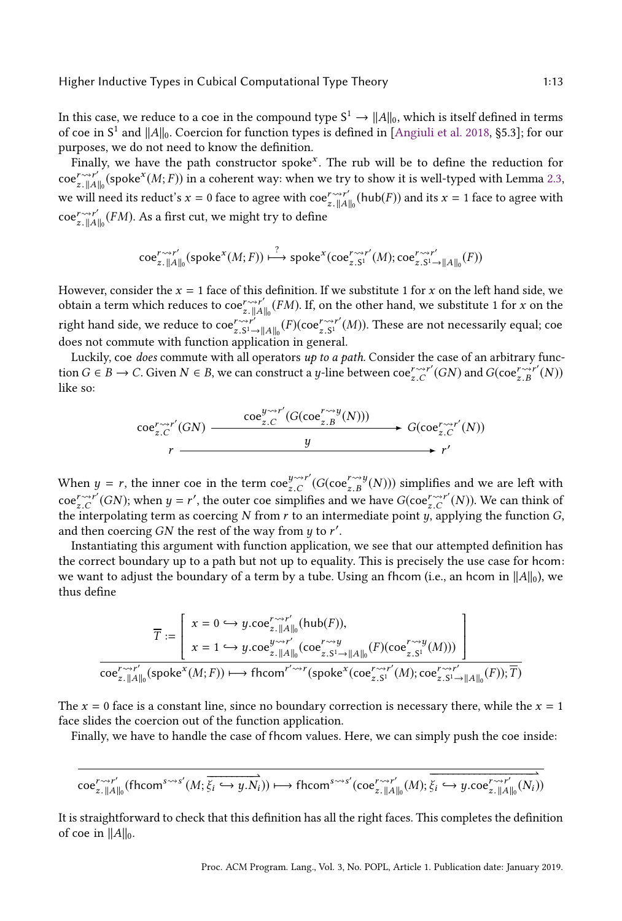In this case, we reduce to a coe in the compound type $\mathsf{S}^1 \to \|A\|_0$, which is itself defined in terms of coe in $\mathsf{S}^1$ and $\|A\|_0$. Coercion for function types is defined in [Angiuli et al. 2018, §5.3]; for our purposes, we do not need to know the definition.

Finally, we have the path constructor $\mathsf{spoke}^x$. The rub will be to define the reduction for $\mathsf{coe}^{r \rightsquigarrow r'}_{z.\|A\|_0}(\mathsf{spoke}^x(M;F))$ in a coherent way: when we try to show it is well-typed with Lemma 2.3, we will need its reduct's $x = 0$ face to agree with $\mathsf{coe}^{r \rightsquigarrow r'}_{z.\|A\|_0}(\mathsf{hub}(F))$ and its $x = 1$ face to agree with $\mathsf{coe}^{r \rightsquigarrow r'}_{z.\|A\|_0}(FM)$. As a first cut, we might try to define

$$\mathsf{coe}^{r \rightsquigarrow r'}_{z.\|A\|_0}(\mathsf{spoke}^x(M;F)) \overset{?}{\longmapsto} \mathsf{spoke}^x(\mathsf{coe}^{r \rightsquigarrow r'}_{z.\mathsf{S}^1}(M); \mathsf{coe}^{r \rightsquigarrow r'}_{z.\mathsf{S}^1 \to \|A\|_0}(F))$$

However, consider the $x = 1$ face of this definition. If we substitute 1 for $x$ on the left hand side, we obtain a term which reduces to $\mathsf{coe}^{r \rightsquigarrow r'}_{z.\|A\|_0}(FM)$. If, on the other hand, we substitute 1 for $x$ on the right hand side, we reduce to $\mathsf{coe}^{r \rightsquigarrow r'}_{z.\mathsf{S}^1 \to \|A\|_0}(F)(\mathsf{coe}^{r \rightsquigarrow r'}_{z.\mathsf{S}^1}(M))$. These are not necessarily equal; coe does not commute with function application in general.

Luckily, coe *does* commute with all operators *up to a path*. Consider the case of an arbitrary function $G \in B \to C$. Given $N \in B$, we can construct a $y$-line between $\mathsf{coe}^{r \rightsquigarrow r'}_{z.C}(GN)$ and $G(\mathsf{coe}^{r \rightsquigarrow r'}_{z.B}(N))$ like so:

$$\mathsf{coe}^{r \rightsquigarrow r'}_{z.C}(GN) \xrightarrow{\quad \mathsf{coe}^{y \rightsquigarrow r'}_{z.C}(G(\mathsf{coe}^{r \rightsquigarrow y}_{z.B}(N))) \quad} G(\mathsf{coe}^{r \rightsquigarrow r'}_{z.C}(N))$$
$$r \xrightarrow{\qquad\qquad\qquad y \qquad\qquad\qquad} r'$$

When $y = r$, the inner coe in the term $\mathsf{coe}^{y \rightsquigarrow r'}_{z.C}(G(\mathsf{coe}^{r \rightsquigarrow y}_{z.B}(N)))$ simplifies and we are left with $\mathsf{coe}^{r \rightsquigarrow r'}_{z.C}(GN)$; when $y = r'$, the outer coe simplifies and we have $G(\mathsf{coe}^{r \rightsquigarrow r'}_{z.C}(N))$. We can think of the interpolating term as coercing $N$ from $r$ to an intermediate point $y$, applying the function $G$, and then coercing $GN$ the rest of the way from $y$ to $r'$.

Instantiating this argument with function application, we see that our attempted definition has the correct boundary up to a path but not up to equality. This is precisely the use case for hcom: we want to adjust the boundary of a term by a tube. Using an fhcom (i.e., an hcom in $\|A\|_0$), we thus define

$$\frac{\overline{T} := \left[\begin{array}{l} x = 0 \hookrightarrow y.\mathsf{coe}^{r \rightsquigarrow r'}_{z.\|A\|_0}(\mathsf{hub}(F)), \\ x = 1 \hookrightarrow y.\mathsf{coe}^{y \rightsquigarrow r'}_{z.\|A\|_0}(\mathsf{coe}^{r \rightsquigarrow y}_{z.\mathsf{S}^1 \to \|A\|_0}(F)(\mathsf{coe}^{r \rightsquigarrow y}_{z.\mathsf{S}^1}(M))) \end{array}\right]}{\mathsf{coe}^{r \rightsquigarrow r'}_{z.\|A\|_0}(\mathsf{spoke}^x(M;F)) \longmapsto \mathsf{fhcom}^{r' \rightsquigarrow r}(\mathsf{spoke}^x(\mathsf{coe}^{r \rightsquigarrow r'}_{z.\mathsf{S}^1}(M); \mathsf{coe}^{r \rightsquigarrow r'}_{z.\mathsf{S}^1 \to \|A\|_0}(F)); \overline{T})}$$

The $x = 0$ face is a constant line, since no boundary correction is necessary there, while the $x = 1$ face slides the coercion out of the function application.

Finally, we have to handle the case of fhcom values. Here, we can simply push the coe inside:

$$\frac{}{\mathsf{coe}^{r \rightsquigarrow r'}_{z.\|A\|_0}(\mathsf{fhcom}^{s \rightsquigarrow s'}(M; \overrightarrow{\xi_i \hookrightarrow y.N_i})) \longmapsto \mathsf{fhcom}^{s \rightsquigarrow s'}(\mathsf{coe}^{r \rightsquigarrow r'}_{z.\|A\|_0}(M); \overrightarrow{\xi_i \hookrightarrow y.\mathsf{coe}^{r \rightsquigarrow r'}_{z.\|A\|_0}(N_i)})}$$

It is straightforward to check that this definition has all the right faces. This completes the definition of coe in $\|A\|_0$.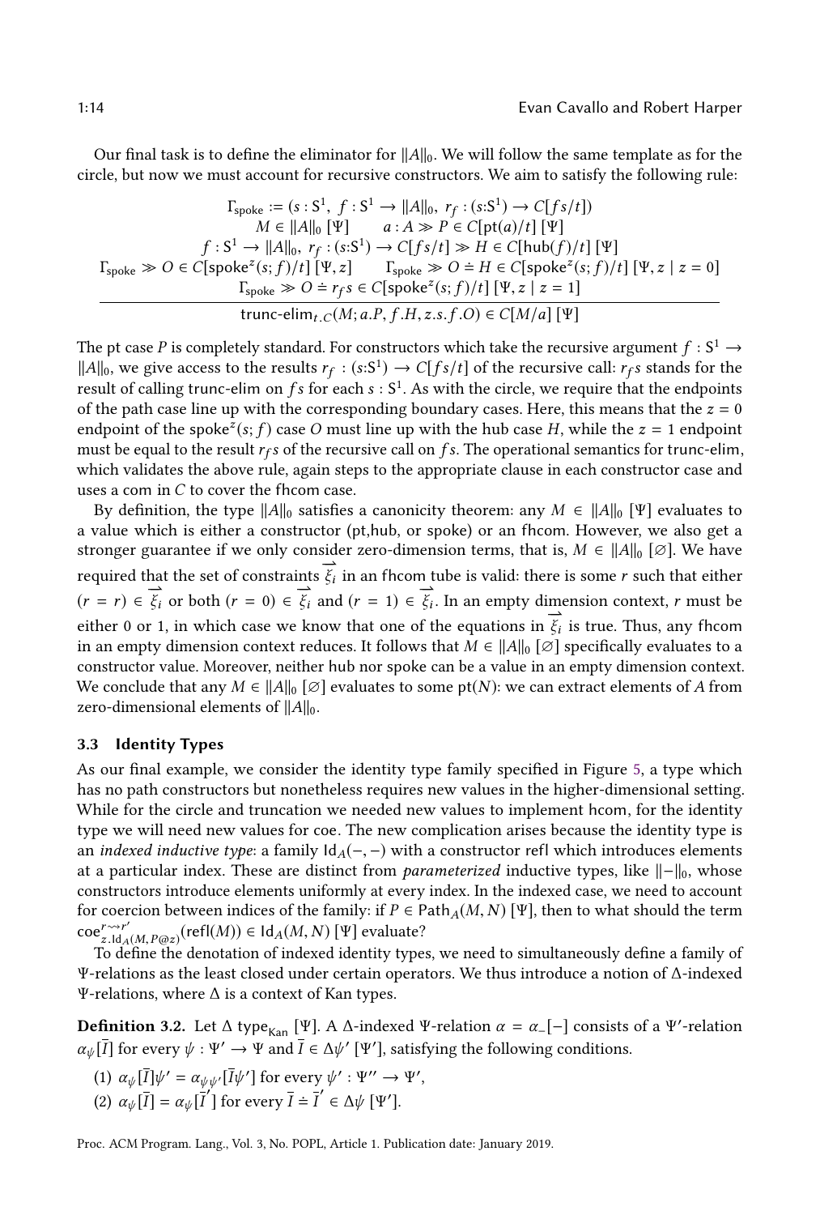Our final task is to define the eliminator for $\|A\|_0$. We will follow the same template as for the circle, but now we must account for recursive constructors. We aim to satisfy the following rule:

$$
\frac{\begin{array}{c}
\Gamma_{\mathsf{spoke}} := (s : \mathsf{S}^1,\ f : \mathsf{S}^1 \to \|A\|_0,\ r_f : (s{:}\mathsf{S}^1) \to C[f\,s/t]) \\
M \in \|A\|_0\ [\Psi] \qquad a : A \gg P \in C[\mathsf{pt}(a)/t]\ [\Psi] \\
f : \mathsf{S}^1 \to \|A\|_0,\ r_f : (s{:}\mathsf{S}^1) \to C[f\,s/t] \gg H \in C[\mathsf{hub}(f)/t]\ [\Psi] \\
\Gamma_{\mathsf{spoke}} \gg O \in C[\mathsf{spoke}^z(s;f)/t]\ [\Psi, z] \qquad \Gamma_{\mathsf{spoke}} \gg O \doteq H \in C[\mathsf{spoke}^z(s;f)/t]\ [\Psi, z \mid z = 0] \\
\Gamma_{\mathsf{spoke}} \gg O \doteq r_f\,s \in C[\mathsf{spoke}^z(s;f)/t]\ [\Psi, z \mid z = 1]
\end{array}}{\mathsf{trunc\text{-}elim}_{t.C}(M; a.P, f.H, z.s.f.O) \in C[M/a]\ [\Psi]}
$$

The pt case $P$ is completely standard. For constructors which take the recursive argument $f : \mathsf{S}^1 \to \|A\|_0$, we give access to the results $r_f : (s{:}\mathsf{S}^1) \to C[f\,s/t]$ of the recursive call: $r_f\,s$ stands for the result of calling trunc-elim on $f\,s$ for each $s : \mathsf{S}^1$. As with the circle, we require that the endpoints of the path case line up with the corresponding boundary cases. Here, this means that the $z = 0$ endpoint of the $\mathsf{spoke}^z(s;f)$ case $O$ must line up with the hub case $H$, while the $z = 1$ endpoint must be equal to the result $r_f\,s$ of the recursive call on $f\,s$. The operational semantics for trunc-elim, which validates the above rule, again steps to the appropriate clause in each constructor case and uses a com in $C$ to cover the fhcom case.

By definition, the type $\|A\|_0$ satisfies a canonicity theorem: any $M \in \|A\|_0\ [\Psi]$ evaluates to a value which is either a constructor (pt,hub, or spoke) or an fhcom. However, we also get a stronger guarantee if we only consider zero-dimension terms, that is, $M \in \|A\|_0\ [\varnothing]$. We have required that the set of constraints $\overrightarrow{\xi_i}$ in an fhcom tube is valid: there is some $r$ such that either $(r = r) \in \overrightarrow{\xi_i}$ or both $(r = 0) \in \overrightarrow{\xi_i}$ and $(r = 1) \in \overrightarrow{\xi_i}$. In an empty dimension context, $r$ must be either 0 or 1, in which case we know that one of the equations in $\overrightarrow{\xi_i}$ is true. Thus, any fhcom in an empty dimension context reduces. It follows that $M \in \|A\|_0\ [\varnothing]$ specifically evaluates to a constructor value. Moreover, neither hub nor spoke can be a value in an empty dimension context. We conclude that any $M \in \|A\|_0\ [\varnothing]$ evaluates to some $\mathsf{pt}(N)$: we can extract elements of $A$ from zero-dimensional elements of $\|A\|_0$.

### 3.3 Identity Types

As our final example, we consider the identity type family specified in Figure 5, a type which has no path constructors but nonetheless requires new values in the higher-dimensional setting. While for the circle and truncation we needed new values to implement hcom, for the identity type we will need new values for coe. The new complication arises because the identity type is an *indexed inductive type*: a family $\mathsf{Id}_A(-,-)$ with a constructor refl which introduces elements at a particular index. These are distinct from *parameterized* inductive types, like $\|-\|_0$, whose constructors introduce elements uniformly at every index. In the indexed case, we need to account for coercion between indices of the family: if $P \in \mathsf{Path}_A(M,N)\ [\Psi]$, then to what should the term $\mathsf{coe}^{r \rightsquigarrow r'}_{z.\mathsf{Id}_A(M, P@z)}(\mathsf{refl}(M)) \in \mathsf{Id}_A(M,N)\ [\Psi]$ evaluate?

To define the denotation of indexed identity types, we need to simultaneously define a family of $\Psi$-relations as the least closed under certain operators. We thus introduce a notion of $\Delta$-indexed $\Psi$-relations, where $\Delta$ is a context of Kan types.

**Definition 3.2.** Let $\Delta$ $\mathsf{type}_{\mathsf{Kan}}$ $[\Psi]$. A $\Delta$-indexed $\Psi$-relation $\alpha = \alpha_{-}[-]$ consists of a $\Psi'$-relation $\alpha_\psi[\overline{I}]$ for every $\psi : \Psi' \to \Psi$ and $\overline{I} \in \Delta\psi'\ [\Psi']$, satisfying the following conditions.

1. $\alpha_\psi[\overline{I}]\psi' = \alpha_{\psi\psi'}[\overline{I}\psi']$ for every $\psi' : \Psi'' \to \Psi'$,
2. $\alpha_\psi[\overline{I}] = \alpha_\psi[\overline{I}']$ for every $\overline{I} \doteq \overline{I}' \in \Delta\psi\ [\Psi']$.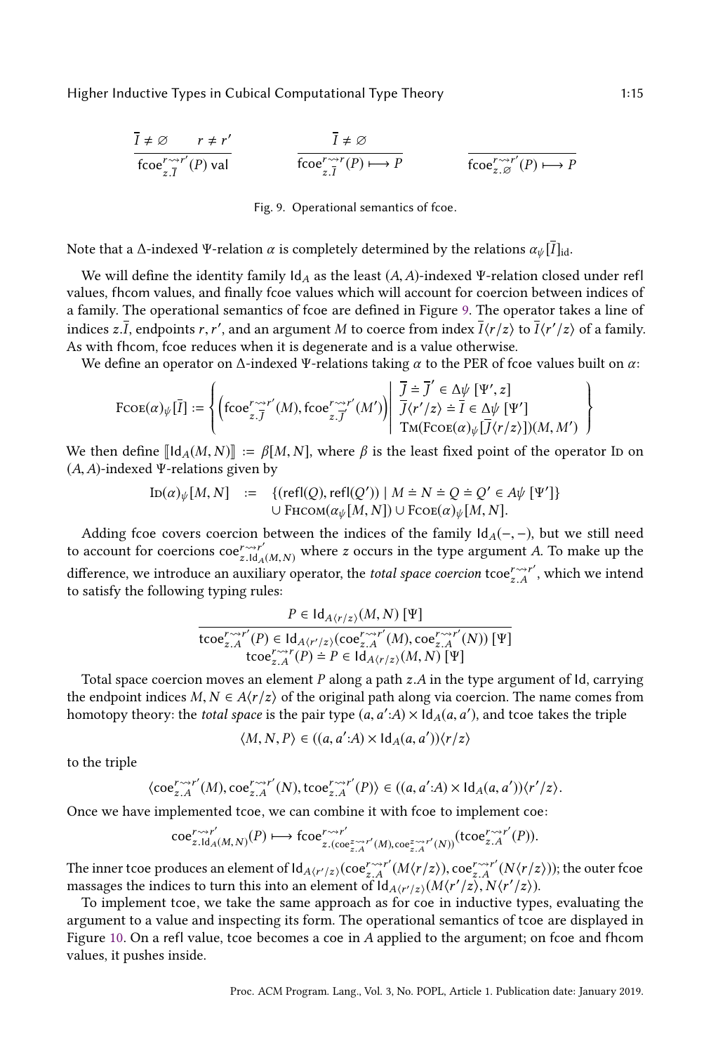$$\frac{\overline{I} \neq \varnothing \qquad r \neq r'}{\mathsf{fcoe}^{r \rightsquigarrow r'}_{z.\overline{I}}(P)\ \mathsf{val}} \qquad \frac{\overline{I} \neq \varnothing}{\mathsf{fcoe}^{r \rightsquigarrow r}_{z.\overline{I}}(P) \longmapsto P} \qquad \frac{}{\mathsf{fcoe}^{r \rightsquigarrow r'}_{z.\varnothing}(P) \longmapsto P}$$

Fig. 9. Operational semantics of fcoe.

Note that a $\Delta$-indexed $\Psi$-relation $\alpha$ is completely determined by the relations $\alpha_\psi[\overline{I}]_{\mathrm{id}}$.

We will define the identity family $\mathsf{Id}_A$ as the least $(A, A)$-indexed $\Psi$-relation closed under $\mathsf{refl}$ values, $\mathsf{fhcom}$ values, and finally $\mathsf{fcoe}$ values which will account for coercion between indices of a family. The operational semantics of fcoe are defined in Figure 9. The operator takes a line of indices $z.\overline{I}$, endpoints $r, r'$, and an argument $M$ to coerce from index $\overline{I}\langle r/z\rangle$ to $\overline{I}\langle r'/z\rangle$ of a family. As with fhcom, fcoe reduces when it is degenerate and is a value otherwise.

We define an operator on $\Delta$-indexed $\Psi$-relations taking $\alpha$ to the PER of fcoe values built on $\alpha$:

$$\textsc{Fcoe}(\alpha)_\psi[\overline{I}] := \left\{ \left(\mathsf{fcoe}^{r \rightsquigarrow r'}_{z.\overline{J}}(M), \mathsf{fcoe}^{r \rightsquigarrow r'}_{z.\overline{J}'}(M')\right) \;\middle|\; \begin{array}{l} \overline{J} \doteq \overline{J}' \in \Delta\psi\ [\Psi', z] \\ \overline{J}\langle r'/z\rangle \doteq \overline{I} \in \Delta\psi\ [\Psi'] \\ \textsc{Tm}(\textsc{Fcoe}(\alpha)_\psi[\overline{J}\langle r/z\rangle])(M, M') \end{array} \right\}$$

We then define $[\![\mathsf{Id}_A(M, N)]\!] := \beta[M, N]$, where $\beta$ is the least fixed point of the operator $\textsc{Id}$ on $(A, A)$-indexed $\Psi$-relations given by

$$\begin{array}{rcl} \textsc{Id}(\alpha)_\psi[M, N] & := & \{(\mathsf{refl}(Q), \mathsf{refl}(Q')) \mid M \doteq N \doteq Q \doteq Q' \in A\psi\ [\Psi']\} \\ & & \cup\ \textsc{Fhcom}(\alpha_\psi[M, N]) \cup \textsc{Fcoe}(\alpha)_\psi[M, N]. \end{array}$$

Adding fcoe covers coercion between the indices of the family $\mathsf{Id}_A(-, -)$, but we still need to account for coercions $\mathsf{coe}^{r \rightsquigarrow r'}_{z.\mathsf{Id}_A(M,N)}$ where $z$ occurs in the type argument $A$. To make up the difference, we introduce an auxiliary operator, the *total space coercion* $\mathsf{tcoe}^{r \rightsquigarrow r'}_{z.A}$, which we intend to satisfy the following typing rules:

$$\frac{P \in \mathsf{Id}_{A\langle r/z\rangle}(M, N)\ [\Psi]}{\begin{array}{c}\mathsf{tcoe}^{r \rightsquigarrow r'}_{z.A}(P) \in \mathsf{Id}_{A\langle r'/z\rangle}(\mathsf{coe}^{r \rightsquigarrow r'}_{z.A}(M), \mathsf{coe}^{r \rightsquigarrow r'}_{z.A}(N))\ [\Psi] \\ \mathsf{tcoe}^{r \rightsquigarrow r}_{z.A}(P) \doteq P \in \mathsf{Id}_{A\langle r/z\rangle}(M, N)\ [\Psi]\end{array}}$$

Total space coercion moves an element $P$ along a path $z.A$ in the type argument of Id, carrying the endpoint indices $M, N \in A\langle r/z\rangle$ of the original path along via coercion. The name comes from homotopy theory: the *total space* is the pair type $(a, a'{:}A) \times \mathsf{Id}_A(a, a')$, and tcoe takes the triple

$$\langle M, N, P\rangle \in ((a, a'{:}A) \times \mathsf{Id}_A(a, a'))\langle r/z\rangle$$

to the triple

$$\langle \mathsf{coe}^{r \rightsquigarrow r'}_{z.A}(M), \mathsf{coe}^{r \rightsquigarrow r'}_{z.A}(N), \mathsf{tcoe}^{r \rightsquigarrow r'}_{z.A}(P)\rangle \in ((a, a'{:}A) \times \mathsf{Id}_A(a, a'))\langle r'/z\rangle.$$

Once we have implemented tcoe, we can combine it with fcoe to implement coe:

$$\mathsf{coe}^{r \rightsquigarrow r'}_{z.\mathsf{Id}_A(M,N)}(P) \longmapsto \mathsf{fcoe}^{r \rightsquigarrow r'}_{z.(\mathsf{coe}^{z \rightsquigarrow r'}_{z.A}(M), \mathsf{coe}^{z \rightsquigarrow r'}_{z.A}(N))}(\mathsf{tcoe}^{r \rightsquigarrow r'}_{z.A}(P)).$$

The inner tcoe produces an element of $\mathsf{Id}_{A\langle r'/z\rangle}(\mathsf{coe}^{r \rightsquigarrow r'}_{z.A}(M\langle r/z\rangle), \mathsf{coe}^{r \rightsquigarrow r'}_{z.A}(N\langle r/z\rangle))$; the outer fcoe massages the indices to turn this into an element of $\mathsf{Id}_{A\langle r'/z\rangle}(M\langle r'/z\rangle, N\langle r'/z\rangle)$.

To implement tcoe, we take the same approach as for coe in inductive types, evaluating the argument to a value and inspecting its form. The operational semantics of tcoe are displayed in Figure 10. On a refl value, tcoe becomes a coe in $A$ applied to the argument; on fcoe and fhcom values, it pushes inside.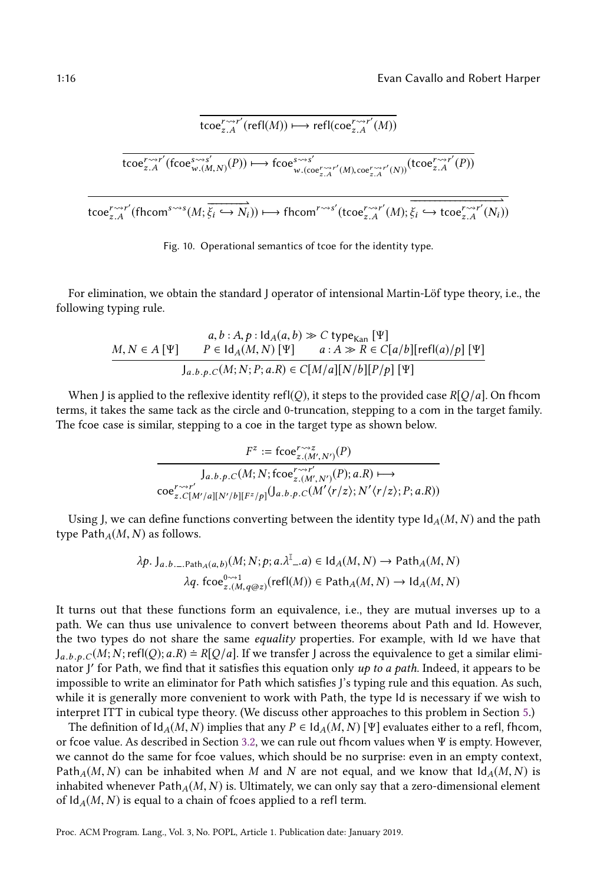$$\overline{\mathsf{tcoe}^{r \rightsquigarrow r'}_{z.A}(\mathsf{refl}(M)) \longmapsto \mathsf{refl}(\mathsf{coe}^{r \rightsquigarrow r'}_{z.A}(M))}$$

$$\overline{\mathsf{tcoe}^{r \rightsquigarrow r'}_{z.A}(\mathsf{fcoe}^{s \rightsquigarrow s'}_{w.(M,N)}(P)) \longmapsto \mathsf{fcoe}^{s \rightsquigarrow s'}_{w.(\mathsf{coe}^{r \rightsquigarrow r'}_{z.A}(M), \mathsf{coe}^{r \rightsquigarrow r'}_{z.A}(N))}(\mathsf{tcoe}^{r \rightsquigarrow r'}_{z.A}(P))}$$

$$\overline{\mathsf{tcoe}^{r \rightsquigarrow r'}_{z.A}(\mathsf{fhcom}^{s \rightsquigarrow s}(M; \overrightarrow{\xi_i \hookrightarrow N_i})) \longmapsto \mathsf{fhcom}^{r \rightsquigarrow s'}(\mathsf{tcoe}^{r \rightsquigarrow r'}_{z.A}(M); \overrightarrow{\xi_i \hookrightarrow \mathsf{tcoe}^{r \rightsquigarrow r'}_{z.A}(N_i)})}$$

Fig. 10. Operational semantics of tcoe for the identity type.

For elimination, we obtain the standard J operator of intensional Martin-Löf type theory, i.e., the following typing rule.

$$\frac{\begin{array}{c} a, b : A, p : \mathsf{Id}_A(a,b) \gg C \ \mathsf{type}_{\mathsf{Kan}} \ [\Psi] \\ M, N \in A\ [\Psi] \qquad P \in \mathsf{Id}_A(M,N)\ [\Psi] \qquad a : A \gg R \in C[a/b][\mathsf{refl}(a)/p]\ [\Psi] \end{array}}{\mathsf{J}_{a.b.p.C}(M; N; P; a.R) \in C[M/a][N/b][P/p]\ [\Psi]}$$

When J is applied to the reflexive identity $\mathsf{refl}(Q)$, it steps to the provided case $R[Q/a]$. On fhcom terms, it takes the same tack as the circle and 0-truncation, stepping to a com in the target family. The fcoe case is similar, stepping to a coe in the target type as shown below.

$$\frac{F^z := \mathsf{fcoe}^{r \rightsquigarrow z}_{z.(M',N')}(P)}{\begin{array}{c}\mathsf{J}_{a.b.p.C}(M; N; \mathsf{fcoe}^{r \rightsquigarrow r'}_{z.(M',N')}(P); a.R) \longmapsto \\ \mathsf{coe}^{r \rightsquigarrow r'}_{z.C[M'/a][N'/b][F^z/p]}(\mathsf{J}_{a.b.p.C}(M'\langle r/z\rangle; N'\langle r/z\rangle; P; a.R))\end{array}}$$

Using J, we can define functions converting between the identity type $\mathsf{Id}_A(M,N)$ and the path type $\mathsf{Path}_A(M,N)$ as follows.

$$\lambda p.\ \mathsf{J}_{a.b.\_.\mathsf{Path}_A(a,b)}(M; N; p; a.\lambda^{\mathbb{I}}\_.a) \in \mathsf{Id}_A(M,N) \to \mathsf{Path}_A(M,N)$$
$$\lambda q.\ \mathsf{fcoe}^{0 \rightsquigarrow 1}_{z.(M, q@z)}(\mathsf{refl}(M)) \in \mathsf{Path}_A(M,N) \to \mathsf{Id}_A(M,N)$$

It turns out that these functions form an equivalence, i.e., they are mutual inverses up to a path. We can thus use univalence to convert between theorems about Path and Id. However, the two types do not share the same *equality* properties. For example, with Id we have that $\mathsf{J}_{a.b.p.C}(M; N; \mathsf{refl}(Q); a.R) \doteq R[Q/a]$. If we transfer J across the equivalence to get a similar eliminator J′ for Path, we find that it satisfies this equation only *up to a path*. Indeed, it appears to be impossible to write an eliminator for Path which satisfies J's typing rule and this equation. As such, while it is generally more convenient to work with Path, the type Id is necessary if we wish to interpret ITT in cubical type theory. (We discuss other approaches to this problem in Section 5.)

The definition of $\mathsf{Id}_A(M,N)$ implies that any $P \in \mathsf{Id}_A(M,N)\ [\Psi]$ evaluates either to a refl, fhcom, or fcoe value. As described in Section 3.2, we can rule out fhcom values when $\Psi$ is empty. However, we cannot do the same for fcoe values, which should be no surprise: even in an empty context, $\mathsf{Path}_A(M,N)$ can be inhabited when $M$ and $N$ are not equal, and we know that $\mathsf{Id}_A(M,N)$ is inhabited whenever $\mathsf{Path}_A(M,N)$ is. Ultimately, we can only say that a zero-dimensional element of $\mathsf{Id}_A(M,N)$ is equal to a chain of fcoes applied to a refl term.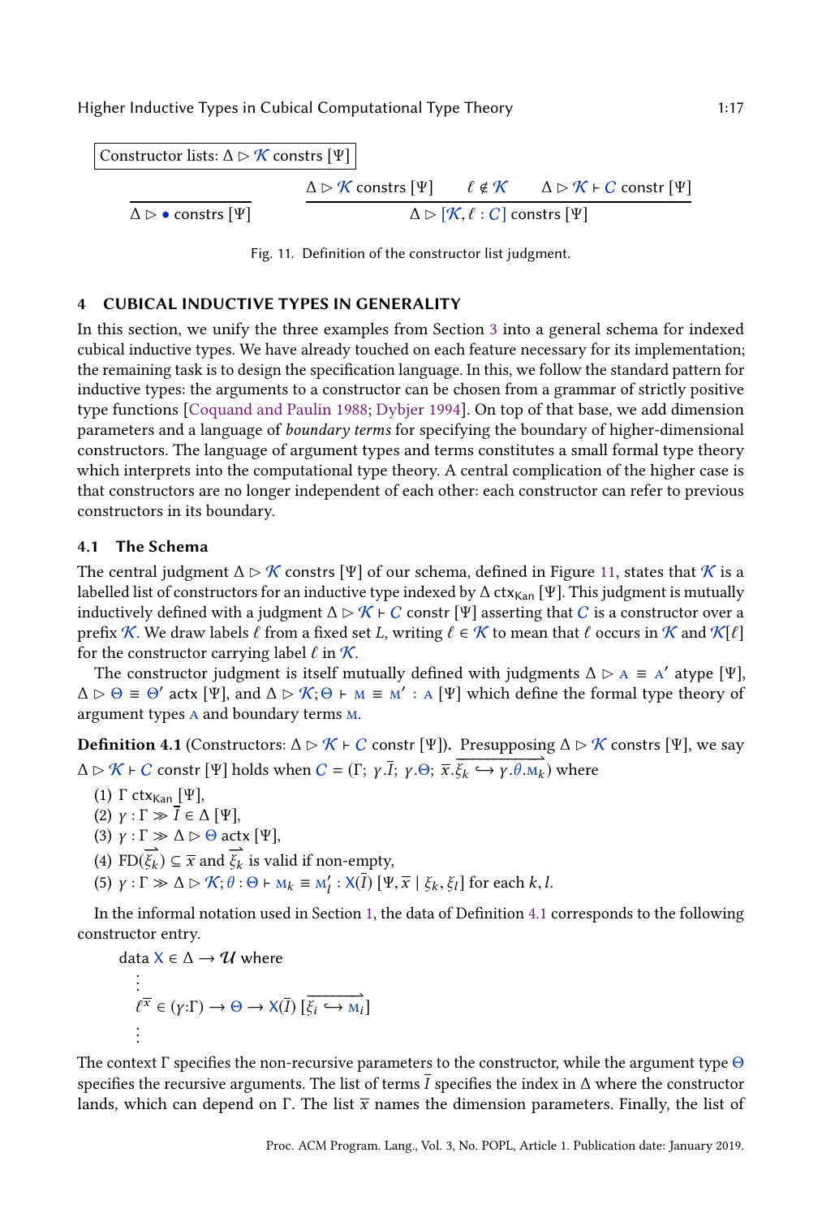Constructor lists: $\Delta \rhd \mathcal{K}$ constrs $[\Psi]$

$$\frac{}{\Delta \rhd \bullet \text{ constrs } [\Psi]} \qquad \frac{\Delta \rhd \mathcal{K} \text{ constrs } [\Psi] \qquad \ell \notin \mathcal{K} \qquad \Delta \rhd \mathcal{K} \vdash C \text{ constr } [\Psi]}{\Delta \rhd [\mathcal{K}, \ell : C] \text{ constrs } [\Psi]}$$

Fig. 11. Definition of the constructor list judgment.

## 4 CUBICAL INDUCTIVE TYPES IN GENERALITY

In this section, we unify the three examples from Section 3 into a general schema for indexed cubical inductive types. We have already touched on each feature necessary for its implementation; the remaining task is to design the specification language. In this, we follow the standard pattern for inductive types: the arguments to a constructor can be chosen from a grammar of strictly positive type functions [Coquand and Paulin 1988; Dybjer 1994]. On top of that base, we add dimension parameters and a language of *boundary terms* for specifying the boundary of higher-dimensional constructors. The language of argument types and terms constitutes a small formal type theory which interprets into the computational type theory. A central complication of the higher case is that constructors are no longer independent of each other: each constructor can refer to previous constructors in its boundary.

### 4.1 The Schema

The central judgment $\Delta \rhd \mathcal{K}$ constrs $[\Psi]$ of our schema, defined in Figure 11, states that $\mathcal{K}$ is a labelled list of constructors for an inductive type indexed by $\Delta$ $\mathsf{ctx}_{\mathsf{Kan}}$ $[\Psi]$. This judgment is mutually inductively defined with a judgment $\Delta \rhd \mathcal{K} \vdash C$ constr $[\Psi]$ asserting that $C$ is a constructor over a prefix $\mathcal{K}$. We draw labels $\ell$ from a fixed set $L$, writing $\ell \in \mathcal{K}$ to mean that $\ell$ occurs in $\mathcal{K}$ and $\mathcal{K}[\ell]$ for the constructor carrying label $\ell$ in $\mathcal{K}$.

The constructor judgment is itself mutually defined with judgments $\Delta \rhd \mathrm{A} \equiv \mathrm{A}'$ atype $[\Psi]$, $\Delta \rhd \Theta \equiv \Theta'$ actx $[\Psi]$, and $\Delta \rhd \mathcal{K}; \Theta \vdash \mathrm{M} \equiv \mathrm{M}' : \mathrm{A}$ $[\Psi]$ which define the formal type theory of argument types $\mathrm{A}$ and boundary terms $\mathrm{M}$.

**Definition 4.1** (Constructors: $\Delta \rhd \mathcal{K} \vdash C$ constr $[\Psi]$). Presupposing $\Delta \rhd \mathcal{K}$ constrs $[\Psi]$, we say $\Delta \rhd \mathcal{K} \vdash C$ constr $[\Psi]$ holds when $C = (\Gamma;\ \gamma.\overline{I};\ \gamma.\Theta;\ \overline{x}.\overrightarrow{\xi_k \hookrightarrow \gamma.\theta.\mathrm{M}_k})$ where

1. $\Gamma$ $\mathsf{ctx}_{\mathsf{Kan}}$ $[\Psi]$,
2. $\gamma : \Gamma \gg \overline{I} \in \Delta$ $[\Psi]$,
3. $\gamma : \Gamma \gg \Delta \rhd \Theta$ actx $[\Psi]$,
4. $\mathrm{FD}(\overrightarrow{\xi_k}) \subseteq \overline{x}$ and $\overrightarrow{\xi_k}$ is valid if non-empty,
5. $\gamma : \Gamma \gg \Delta \rhd \mathcal{K}; \theta : \Theta \vdash \mathrm{M}_k \equiv \mathrm{M}'_l : \mathrm{X}(\overline{I})$ $[\Psi, \overline{x} \mid \xi_k, \xi_l]$ for each $k, l$.

In the informal notation used in Section 1, the data of Definition 4.1 corresponds to the following constructor entry.

$$
\begin{array}{l}
\text{data } \mathrm{X} \in \Delta \to \mathcal{U} \text{ where} \\
\quad \vdots \\
\quad \ell^{\overline{x}} \in (\gamma{:}\Gamma) \to \Theta \to \mathrm{X}(\overline{I})\ [\overrightarrow{\xi_i \hookrightarrow \mathrm{M}_i}] \\
\quad \vdots
\end{array}
$$

The context $\Gamma$ specifies the non-recursive parameters to the constructor, while the argument type $\Theta$ specifies the recursive arguments. The list of terms $\overline{I}$ specifies the index in $\Delta$ where the constructor lands, which can depend on $\Gamma$. The list $\overline{x}$ names the dimension parameters. Finally, the list of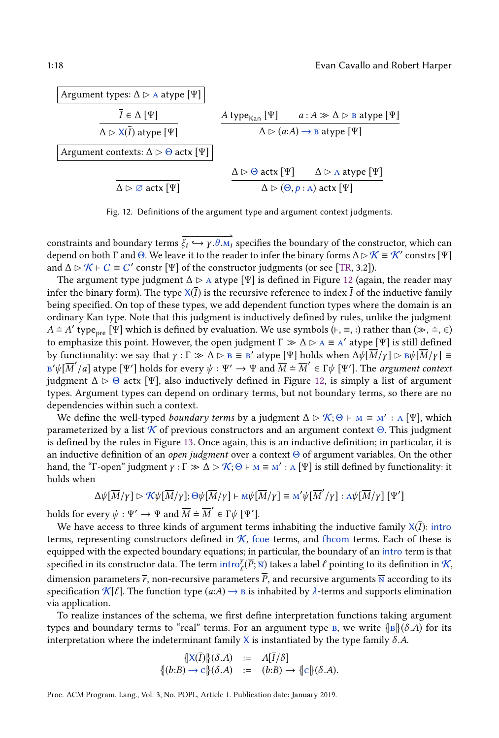**Argument types: $\Delta \rhd \mathtt{A}$ atype $[\Psi]$**

$$\frac{\overline{I} \in \Delta\ [\Psi]}{\Delta \rhd \mathsf{X}(\overline{I})\ \mathsf{atype}\ [\Psi]} \qquad \frac{A\ \mathsf{type}_{\mathsf{Kan}}\ [\Psi] \qquad a : A \gg \Delta \rhd \mathtt{B}\ \mathsf{atype}\ [\Psi]}{\Delta \rhd (a{:}A) \to \mathtt{B}\ \mathsf{atype}\ [\Psi]}$$

**Argument contexts: $\Delta \rhd \Theta$ actx $[\Psi]$**

$$\frac{}{\Delta \rhd \varnothing\ \mathsf{actx}\ [\Psi]} \qquad \frac{\Delta \rhd \Theta\ \mathsf{actx}\ [\Psi] \qquad \Delta \rhd \mathtt{A}\ \mathsf{atype}\ [\Psi]}{\Delta \rhd (\Theta, p : \mathtt{A})\ \mathsf{actx}\ [\Psi]}$$

Fig. 12. Definitions of the argument type and argument context judgments.

constraints and boundary terms $\overrightarrow{\xi_i \hookrightarrow \gamma.\theta.\mathtt{M}_i}$ specifies the boundary of the constructor, which can depend on both $\Gamma$ and $\Theta$. We leave it to the reader to infer the binary forms $\Delta \rhd \mathcal{K} \equiv \mathcal{K}'$ constrs $[\Psi]$ and $\Delta \rhd \mathcal{K} \vdash C \equiv C'$ constr $[\Psi]$ of the constructor judgments (or see [TR, 3.2]).

The argument type judgment $\Delta \rhd \mathtt{A}$ atype $[\Psi]$ is defined in Figure 12 (again, the reader may infer the binary form). The type $\mathsf{X}(\overline{I})$ is the recursive reference to index $\overline{I}$ of the inductive family being specified. On top of these types, we add dependent function types where the domain is an ordinary Kan type. Note that this judgment is inductively defined by rules, unlike the judgment $A \doteq A'$ $\mathsf{type}_{\mathsf{pre}}$ $[\Psi]$ which is defined by evaluation. We use symbols $(\vdash, \equiv, :)$ rather than $(\gg, \doteq, \in)$ to emphasize this point. However, the open judgment $\Gamma \gg \Delta \rhd \mathtt{A} \equiv \mathtt{A}'$ atype $[\Psi]$ is still defined by functionality: we say that $\gamma : \Gamma \gg \Delta \rhd \mathtt{B} \equiv \mathtt{B}'$ atype $[\Psi]$ holds when $\Delta\psi[\overline{M}/\gamma] \rhd \mathtt{B}\psi[\overline{M}/\gamma] \equiv \mathtt{B}'\psi[\overline{M}'/a]$ atype $[\Psi']$ holds for every $\psi : \Psi' \to \Psi$ and $\overline{M} \doteq \overline{M}' \in \Gamma\psi\ [\Psi']$. The *argument context* judgment $\Delta \rhd \Theta$ actx $[\Psi]$, also inductively defined in Figure 12, is simply a list of argument types. Argument types can depend on ordinary terms, but not boundary terms, so there are no dependencies within such a context.

We define the well-typed *boundary terms* by a judgment $\Delta \rhd \mathcal{K}; \Theta \vdash \mathtt{M} \equiv \mathtt{M}' : \mathtt{A}\ [\Psi]$, which parameterized by a list $\mathcal{K}$ of previous constructors and an argument context $\Theta$. This judgment is defined by the rules in Figure 13. Once again, this is an inductive definition; in particular, it is an inductive definition of an *open judgment* over a context $\Theta$ of argument variables. On the other hand, the "$\Gamma$-open" judgment $\gamma : \Gamma \gg \Delta \rhd \mathcal{K}; \Theta \vdash \mathtt{M} \equiv \mathtt{M}' : \mathtt{A}\ [\Psi]$ is still defined by functionality: it holds when

$$\Delta\psi[\overline{M}/\gamma] \rhd \mathcal{K}\psi[\overline{M}/\gamma]; \Theta\psi[\overline{M}/\gamma] \vdash \mathtt{M}\psi[\overline{M}/\gamma] \equiv \mathtt{M}'\psi[\overline{M}'/\gamma] : \mathtt{A}\psi[\overline{M}/\gamma]\ [\Psi']$$

holds for every $\psi : \Psi' \to \Psi$ and $\overline{M} \doteq \overline{M}' \in \Gamma\psi\ [\Psi']$.

We have access to three kinds of argument terms inhabiting the inductive family $\mathsf{X}(\overline{I})$: intro terms, representing constructors defined in $\mathcal{K}$, fcoe terms, and fhcom terms. Each of these is equipped with the expected boundary equations; in particular, the boundary of an intro term is that specified in its constructor data. The term $\mathsf{intro}^{\overline{r}}_{\ell}(\overline{P}; \overline{\mathtt{N}})$ takes a label $\ell$ pointing to its definition in $\mathcal{K}$, dimension parameters $\overline{r}$, non-recursive parameters $\overline{P}$, and recursive arguments $\overline{\mathtt{N}}$ according to its specification $\mathcal{K}[\ell]$. The function type $(a{:}A) \to \mathtt{B}$ is inhabited by $\lambda$-terms and supports elimination via application.

To realize instances of the schema, we first define interpretation functions taking argument types and boundary terms to "real" terms. For an argument type $\mathtt{B}$, we write $\{\!|\mathtt{B}|\!\}(\delta.A)$ for its interpretation where the indeterminant family $\mathsf{X}$ is instantiated by the type family $\delta.A$.

$$\begin{aligned} \{\!|\mathsf{X}(\overline{I})|\!\}(\delta.A) &:= A[\overline{I}/\delta] \\ \{\!|(b{:}B) \to \mathtt{C}|\!\}(\delta.A) &:= (b{:}B) \to \{\!|\mathtt{C}|\!\}(\delta.A). \end{aligned}$$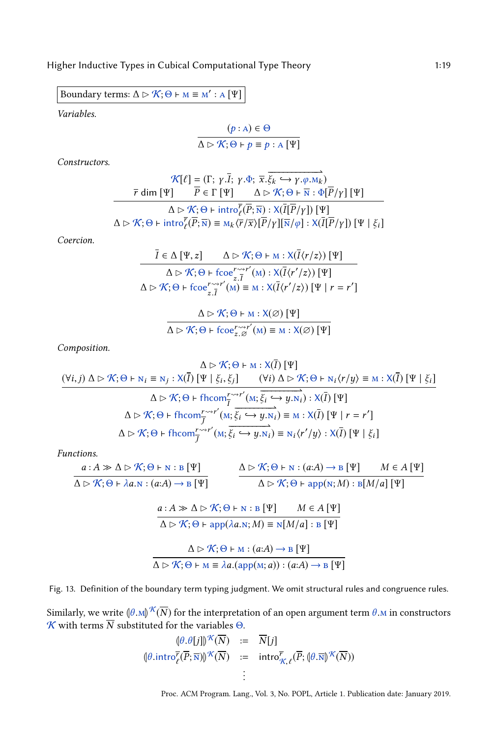Boundary terms: $\Delta \rhd \mathcal{K}; \Theta \vdash \mathrm{M} \equiv \mathrm{M}' : \mathrm{A}\,[\Psi]$

*Variables.*

$$\frac{(p : \mathrm{A}) \in \Theta}{\Delta \rhd \mathcal{K}; \Theta \vdash p \equiv p : \mathrm{A}\,[\Psi]}$$

*Constructors.*

$$\frac{\begin{array}{c}\mathcal{K}[\ell] = (\Gamma;\ \gamma.\overline{I};\ \gamma.\Phi;\ \overline{x}.\overrightarrow{\xi_k \hookrightarrow \gamma.\varphi.\mathrm{M}_k}) \\ \overline{r}\ \mathsf{dim}\,[\Psi] \qquad \overline{P} \in \Gamma\,[\Psi] \qquad \Delta \rhd \mathcal{K}; \Theta \vdash \overline{\mathrm{N}} : \Phi[\overline{P}/\gamma]\,[\Psi]\end{array}}{\begin{array}{c}\Delta \rhd \mathcal{K}; \Theta \vdash \mathsf{intro}^{\overline{r}}_{\ell}(\overline{P}; \overline{\mathrm{N}}) : \mathrm{X}(\overline{I}[\overline{P}/\gamma])\,[\Psi] \\ \Delta \rhd \mathcal{K}; \Theta \vdash \mathsf{intro}^{\overline{r}}_{\ell}(\overline{P}; \overline{\mathrm{N}}) \equiv \mathrm{M}_k\langle \overline{r}/\overline{x}\rangle[\overline{P}/\gamma][\overline{\mathrm{N}}/\varphi] : \mathrm{X}(\overline{I}[\overline{P}/\gamma])\,[\Psi \mid \xi_i]\end{array}}$$

*Coercion.*

$$\frac{\overline{I} \in \Delta\,[\Psi, z] \qquad \Delta \rhd \mathcal{K}; \Theta \vdash \mathrm{M} : \mathrm{X}(\overline{I}\langle r/z\rangle)\,[\Psi]}{\begin{array}{c}\Delta \rhd \mathcal{K}; \Theta \vdash \mathsf{fcoe}^{r \rightsquigarrow r'}_{z.\overline{I}}(\mathrm{M}) : \mathrm{X}(\overline{I}\langle r'/z\rangle)\,[\Psi] \\ \Delta \rhd \mathcal{K}; \Theta \vdash \mathsf{fcoe}^{r \rightsquigarrow r'}_{z.\overline{I}}(\mathrm{M}) \equiv \mathrm{M} : \mathrm{X}(\overline{I}\langle r'/z\rangle)\,[\Psi \mid r = r']\end{array}}$$

$$\frac{\Delta \rhd \mathcal{K}; \Theta \vdash \mathrm{M} : \mathrm{X}(\varnothing)\,[\Psi]}{\Delta \rhd \mathcal{K}; \Theta \vdash \mathsf{fcoe}^{r \rightsquigarrow r'}_{z.\varnothing}(\mathrm{M}) \equiv \mathrm{M} : \mathrm{X}(\varnothing)\,[\Psi]}$$

*Composition.*

$$\frac{\begin{array}{c}\Delta \rhd \mathcal{K}; \Theta \vdash \mathrm{M} : \mathrm{X}(\overline{I})\,[\Psi] \\ (\forall i, j)\ \Delta \rhd \mathcal{K}; \Theta \vdash \mathrm{N}_i \equiv \mathrm{N}_j : \mathrm{X}(\overline{I})\,[\Psi \mid \xi_i, \xi_j] \qquad (\forall i)\ \Delta \rhd \mathcal{K}; \Theta \vdash \mathrm{N}_i\langle r/y\rangle \equiv \mathrm{M} : \mathrm{X}(\overline{I})\,[\Psi \mid \xi_i]\end{array}}{\begin{array}{c}\Delta \rhd \mathcal{K}; \Theta \vdash \mathsf{fhcom}^{r \rightsquigarrow r'}_{\overline{I}}(\mathrm{M}; \overrightarrow{\xi_i \hookrightarrow y.\mathrm{N}_i}) : \mathrm{X}(\overline{I})\,[\Psi] \\ \Delta \rhd \mathcal{K}; \Theta \vdash \mathsf{fhcom}^{r \rightsquigarrow r'}_{\overline{J}}(\mathrm{M}; \overrightarrow{\xi_i \hookrightarrow y.\mathrm{N}_i}) \equiv \mathrm{M} : \mathrm{X}(\overline{I})\,[\Psi \mid r = r'] \\ \Delta \rhd \mathcal{K}; \Theta \vdash \mathsf{fhcom}^{r \rightsquigarrow r'}_{\overline{J}}(\mathrm{M}; \overrightarrow{\xi_i \hookrightarrow y.\mathrm{N}_i}) \equiv \mathrm{N}_i\langle r'/y\rangle : \mathrm{X}(\overline{I})\,[\Psi \mid \xi_i]\end{array}}$$

*Functions.*

$$\frac{a : A \gg \Delta \rhd \mathcal{K}; \Theta \vdash \mathrm{N} : \mathrm{B}\,[\Psi]}{\Delta \rhd \mathcal{K}; \Theta \vdash \lambda a.\mathrm{N} : (a{:}A) \to \mathrm{B}\,[\Psi]} \qquad \frac{\Delta \rhd \mathcal{K}; \Theta \vdash \mathrm{N} : (a{:}A) \to \mathrm{B}\,[\Psi] \qquad M \in A\,[\Psi]}{\Delta \rhd \mathcal{K}; \Theta \vdash \mathsf{app}(\mathrm{N}; M) : \mathrm{B}[M/a]\,[\Psi]}$$

$$\frac{a : A \gg \Delta \rhd \mathcal{K}; \Theta \vdash \mathrm{N} : \mathrm{B}\,[\Psi] \qquad M \in A\,[\Psi]}{\Delta \rhd \mathcal{K}; \Theta \vdash \mathsf{app}(\lambda a.\mathrm{N}; M) \equiv \mathrm{N}[M/a] : \mathrm{B}\,[\Psi]}$$

$$\frac{\Delta \rhd \mathcal{K}; \Theta \vdash \mathrm{M} : (a{:}A) \to \mathrm{B}\,[\Psi]}{\Delta \rhd \mathcal{K}; \Theta \vdash \mathrm{M} \equiv \lambda a.(\mathsf{app}(\mathrm{M}; a)) : (a{:}A) \to \mathrm{B}\,[\Psi]}$$

Fig. 13. Definition of the boundary term typing judgment. We omit structural rules and congruence rules.

Similarly, we write $(\!|\theta.\mathrm{M}|\!)^{\mathcal{K}}(\overline{N})$ for the interpretation of an open argument term $\theta.\mathrm{M}$ in constructors $\mathcal{K}$ with terms $\overline{N}$ substituted for the variables $\Theta$.

$$\begin{array}{rcl}(\!|\theta.\theta[j]|\!)^{\mathcal{K}}(\overline{N}) & := & \overline{N}[j] \\ (\!|\theta.\mathsf{intro}^{\overline{r}}_{\ell}(\overline{P}; \overline{\mathrm{N}})|\!)^{\mathcal{K}}(\overline{N}) & := & \mathsf{intro}^{\overline{r}}_{\mathcal{K},\ell}(\overline{P}; (\!|\theta.\overline{\mathrm{N}}|\!)^{\mathcal{K}}(\overline{N})) \\ & \vdots & \end{array}$$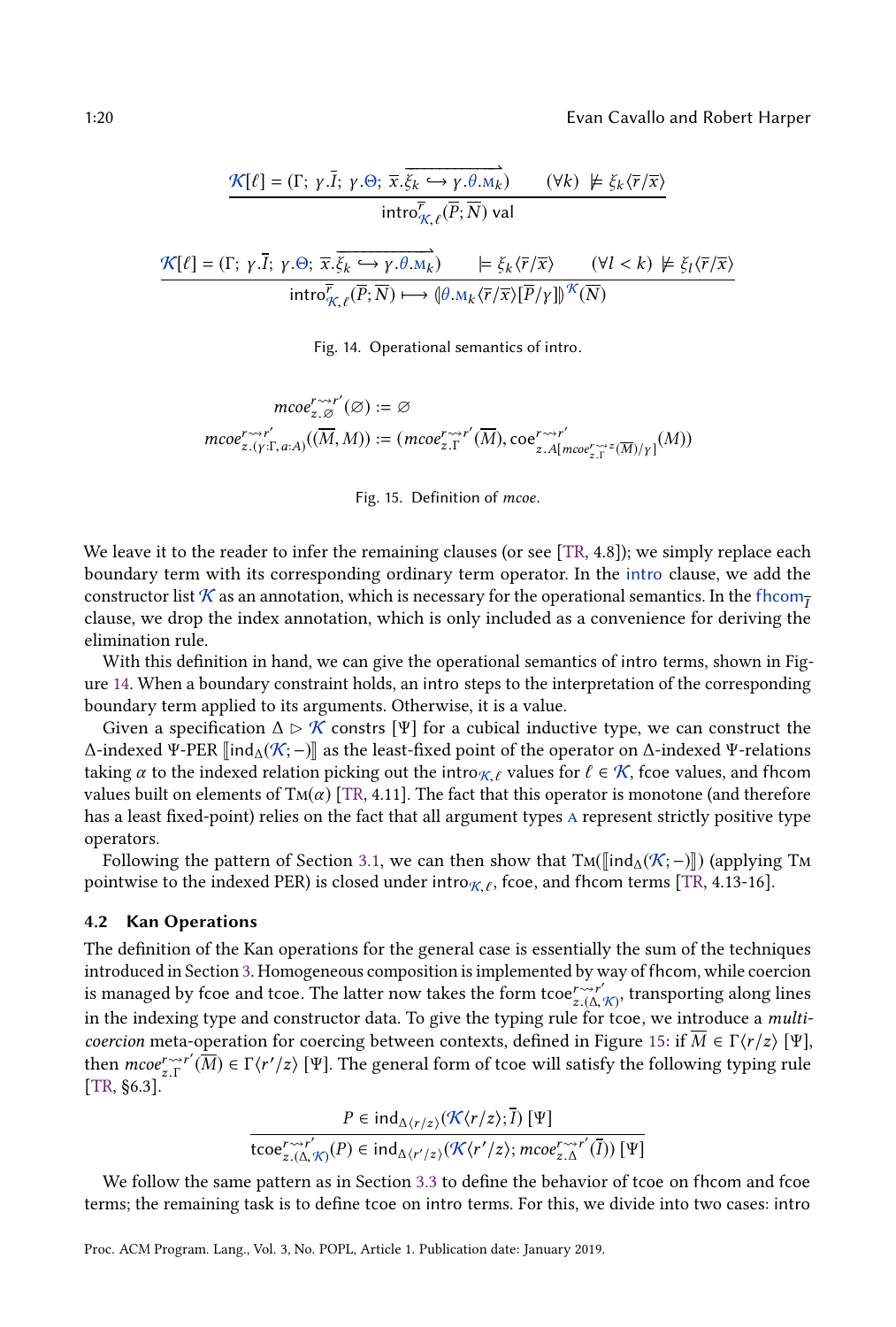$$\frac{\mathcal{K}[\ell] = (\Gamma;\ \gamma.\overline{I};\ \gamma.\Theta;\ \overrightarrow{\overline{x}.\xi_k \hookrightarrow \gamma.\theta.\mathrm{M}_k}) \qquad (\forall k)\ \not\models \xi_k\langle \overline{r}/\overline{x}\rangle}{\mathsf{intro}^{\overline{r}}_{\mathcal{K},\ell}(\overline{P};\overline{N})\ \mathsf{val}}$$

$$\frac{\mathcal{K}[\ell] = (\Gamma;\ \gamma.\overline{I};\ \gamma.\Theta;\ \overrightarrow{\overline{x}.\xi_k \hookrightarrow \gamma.\theta.\mathrm{M}_k}) \qquad \models \xi_k\langle \overline{r}/\overline{x}\rangle \qquad (\forall l < k)\ \not\models \xi_l\langle \overline{r}/\overline{x}\rangle}{\mathsf{intro}^{\overline{r}}_{\mathcal{K},\ell}(\overline{P};\overline{N}) \longmapsto (\!|\theta.\mathrm{M}_k\langle \overline{r}/\overline{x}\rangle[\overline{P}/\gamma]|\!)^{\mathcal{K}}(\overline{N})}$$

Fig. 14. Operational semantics of intro.

$$mcoe^{r\rightsquigarrow r'}_{z.\varnothing}(\varnothing) := \varnothing$$
$$mcoe^{r\rightsquigarrow r'}_{z.(\gamma:\Gamma,\,a:A)}((\overline{M}, M)) := (mcoe^{r\rightsquigarrow r'}_{z.\Gamma}(\overline{M}), \mathsf{coe}^{r\rightsquigarrow r'}_{z.A[mcoe^{r\rightsquigarrow z}_{z.\Gamma}(\overline{M})/\gamma]}(M))$$

Fig. 15. Definition of *mcoe*.

We leave it to the reader to infer the remaining clauses (or see [TR, 4.8]); we simply replace each boundary term with its corresponding ordinary term operator. In the intro clause, we add the constructor list $\mathcal{K}$ as an annotation, which is necessary for the operational semantics. In the $\mathsf{fhcom}_{\overline{I}}$ clause, we drop the index annotation, which is only included as a convenience for deriving the elimination rule.

With this definition in hand, we can give the operational semantics of intro terms, shown in Figure 14. When a boundary constraint holds, an intro steps to the interpretation of the corresponding boundary term applied to its arguments. Otherwise, it is a value.

Given a specification $\Delta \rhd \mathcal{K}$ constrs $[\Psi]$ for a cubical inductive type, we can construct the $\Delta$-indexed $\Psi$-PER $[\![\mathsf{ind}_\Delta(\mathcal{K};-)]\!]$ as the least-fixed point of the operator on $\Delta$-indexed $\Psi$-relations taking $\alpha$ to the indexed relation picking out the $\mathsf{intro}_{\mathcal{K},\ell}$ values for $\ell \in \mathcal{K}$, fcoe values, and fhcom values built on elements of $\mathrm{Tm}(\alpha)$ [TR, 4.11]. The fact that this operator is monotone (and therefore has a least fixed-point) relies on the fact that all argument types $\mathrm{A}$ represent strictly positive type operators.

Following the pattern of Section 3.1, we can then show that $\mathrm{Tm}([\![\mathsf{ind}_\Delta(\mathcal{K};-)]\!])$ (applying $\mathrm{Tm}$ pointwise to the indexed PER) is closed under $\mathsf{intro}_{\mathcal{K},\ell}$, fcoe, and fhcom terms [TR, 4.13-16].

## 4.2 Kan Operations

The definition of the Kan operations for the general case is essentially the sum of the techniques introduced in Section 3. Homogeneous composition is implemented by way of fhcom, while coercion is managed by fcoe and tcoe. The latter now takes the form $\mathsf{tcoe}^{r\rightsquigarrow r'}_{z.(\Delta,\mathcal{K})}$, transporting along lines in the indexing type and constructor data. To give the typing rule for tcoe, we introduce a *multi-coercion* meta-operation for coercing between contexts, defined in Figure 15: if $\overline{M} \in \Gamma\langle r/z\rangle\ [\Psi]$, then $mcoe^{r\rightsquigarrow r'}_{z.\Gamma}(\overline{M}) \in \Gamma\langle r'/z\rangle\ [\Psi]$. The general form of tcoe will satisfy the following typing rule [TR, §6.3].

$$\frac{P \in \mathsf{ind}_{\Delta\langle r/z\rangle}(\mathcal{K}\langle r/z\rangle;\overline{I})\ [\Psi]}{\mathsf{tcoe}^{r\rightsquigarrow r'}_{z.(\Delta,\mathcal{K})}(P) \in \mathsf{ind}_{\Delta\langle r'/z\rangle}(\mathcal{K}\langle r'/z\rangle; mcoe^{r\rightsquigarrow r'}_{z.\Delta}(\overline{I}))\ [\Psi]}$$

We follow the same pattern as in Section 3.3 to define the behavior of tcoe on fhcom and fcoe terms; the remaining task is to define tcoe on intro terms. For this, we divide into two cases: intro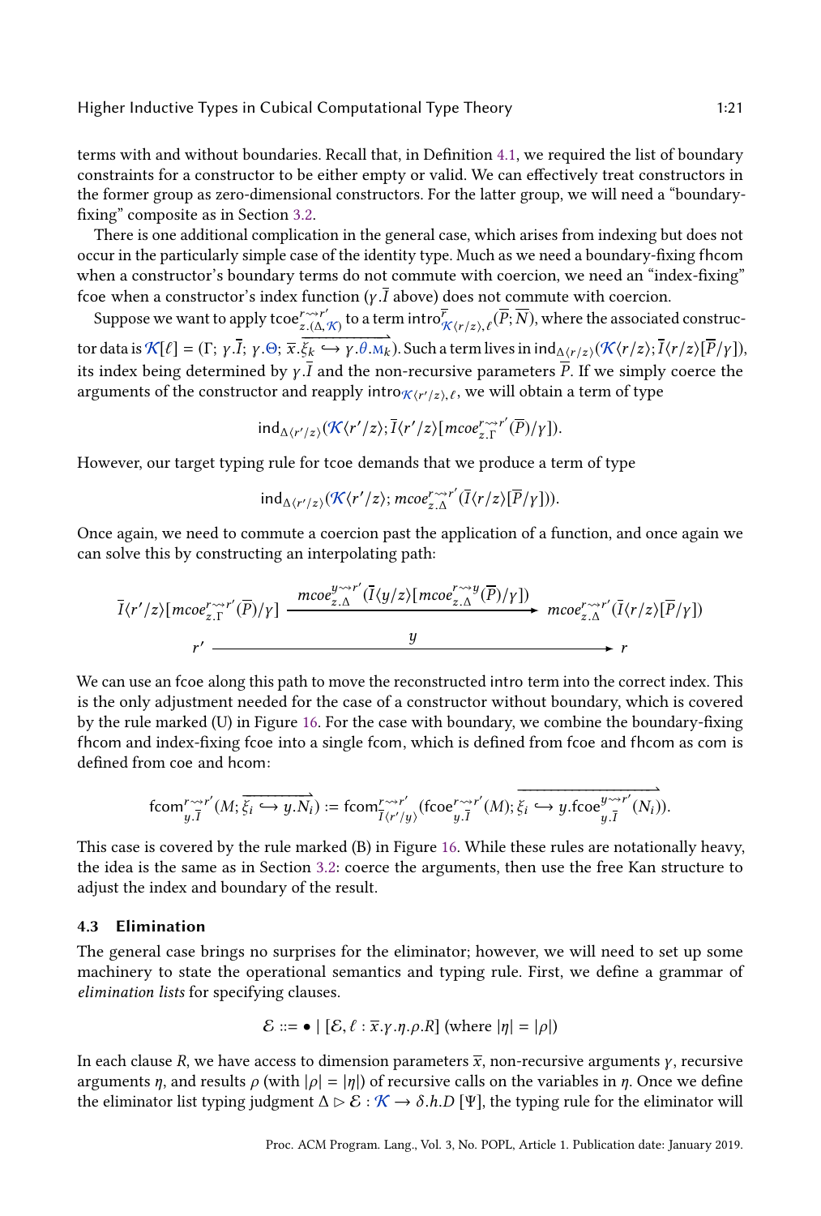terms with and without boundaries. Recall that, in Definition 4.1, we required the list of boundary constraints for a constructor to be either empty or valid. We can effectively treat constructors in the former group as zero-dimensional constructors. For the latter group, we will need a "boundary-fixing" composite as in Section 3.2.

There is one additional complication in the general case, which arises from indexing but does not occur in the particularly simple case of the identity type. Much as we need a boundary-fixing fhcom when a constructor's boundary terms do not commute with coercion, we need an "index-fixing" fcoe when a constructor's index function ($\gamma.\overline{I}$ above) does not commute with coercion.

Suppose we want to apply $\mathsf{tcoe}^{r \rightsquigarrow r'}_{z.(\Delta,\mathcal{K})}$ to a term $\mathsf{intro}^{\overline{r}}_{\mathcal{K}\langle r/z\rangle,\ell}(\overline{P};\overline{N})$, where the associated constructor data is $\mathcal{K}[\ell] = (\Gamma;\, \gamma.\overline{I};\, \gamma.\Theta;\, \overline{x}.\overrightarrow{\xi_k \hookrightarrow \gamma.\theta.\mathrm{M}_k})$. Such a term lives in $\mathsf{ind}_{\Delta\langle r/z\rangle}(\mathcal{K}\langle r/z\rangle; \overline{I}\langle r/z\rangle[\overline{P}/\gamma])$, its index being determined by $\gamma.\overline{I}$ and the non-recursive parameters $\overline{P}$. If we simply coerce the arguments of the constructor and reapply $\mathsf{intro}_{\mathcal{K}\langle r'/z\rangle,\ell}$, we will obtain a term of type

$$\mathsf{ind}_{\Delta\langle r'/z\rangle}(\mathcal{K}\langle r'/z\rangle; \overline{I}\langle r'/z\rangle[\mathit{mcoe}^{r \rightsquigarrow r'}_{z.\Gamma}(\overline{P})/\gamma]).$$

However, our target typing rule for tcoe demands that we produce a term of type

$$\mathsf{ind}_{\Delta\langle r'/z\rangle}(\mathcal{K}\langle r'/z\rangle; \mathit{mcoe}^{r \rightsquigarrow r'}_{z.\Delta}(\overline{I}\langle r/z\rangle[\overline{P}/\gamma])).$$

Once again, we need to commute a coercion past the application of a function, and once again we can solve this by constructing an interpolating path:

$$\begin{array}{ccc} \overline{I}\langle r'/z\rangle[\mathit{mcoe}^{r \rightsquigarrow r'}_{z.\Gamma}(\overline{P})/\gamma] & \xrightarrow{\quad \mathit{mcoe}^{y \rightsquigarrow r'}_{z.\Delta}(\overline{I}\langle y/z\rangle[\mathit{mcoe}^{r \rightsquigarrow y}_{z.\Delta}(\overline{P})/\gamma]) \quad} & \mathit{mcoe}^{r \rightsquigarrow r'}_{z.\Delta}(\overline{I}\langle r/z\rangle[\overline{P}/\gamma]) \\ r' & \xrightarrow{\qquad\qquad\qquad y \qquad\qquad\qquad} & r \end{array}$$

We can use an fcoe along this path to move the reconstructed intro term into the correct index. This is the only adjustment needed for the case of a constructor without boundary, which is covered by the rule marked (U) in Figure 16. For the case with boundary, we combine the boundary-fixing fhcom and index-fixing fcoe into a single fcom, which is defined from fcoe and fhcom as com is defined from coe and hcom:

$$\mathsf{fcom}^{r \rightsquigarrow r'}_{y.\overline{I}}(M; \overrightarrow{\xi_i \hookrightarrow y.N_i}) := \mathsf{fcom}^{r \rightsquigarrow r'}_{\overline{I}\langle r'/y\rangle}(\mathsf{fcoe}^{r \rightsquigarrow r'}_{y.\overline{I}}(M); \overrightarrow{\xi_i \hookrightarrow y.\mathsf{fcoe}^{y \rightsquigarrow r'}_{y.\overline{I}}(N_i)}).$$

This case is covered by the rule marked (B) in Figure 16. While these rules are notationally heavy, the idea is the same as in Section 3.2: coerce the arguments, then use the free Kan structure to adjust the index and boundary of the result.

### 4.3 Elimination

The general case brings no surprises for the eliminator; however, we will need to set up some machinery to state the operational semantics and typing rule. First, we define a grammar of *elimination lists* for specifying clauses.

$$\mathcal{E} ::= \bullet \mid [\mathcal{E}, \ell : \overline{x}.\gamma.\eta.\rho.R] \text{ (where } |\eta| = |\rho|)$$

In each clause $R$, we have access to dimension parameters $\overline{x}$, non-recursive arguments $\gamma$, recursive arguments $\eta$, and results $\rho$ (with $|\rho| = |\eta|$) of recursive calls on the variables in $\eta$. Once we define the eliminator list typing judgment $\Delta \rhd \mathcal{E} : \mathcal{K} \to \delta.h.D\ [\Psi]$, the typing rule for the eliminator will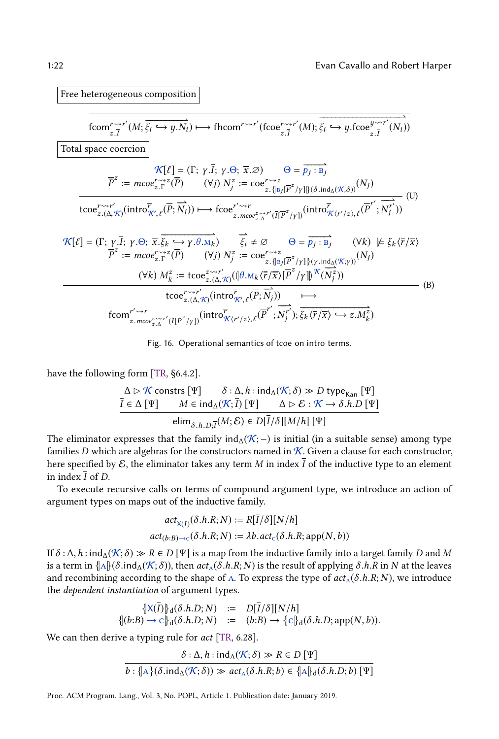Free heterogeneous composition

$$\overline{\mathsf{fcom}^{r\rightsquigarrow r'}_{z.\overline{I}}(M; \overrightarrow{\xi_i \hookrightarrow y.N_i}) \longmapsto \mathsf{fhcom}^{r\rightsquigarrow r'}(\mathsf{fcoe}^{r\rightsquigarrow r'}_{z.\overline{I}}(M); \overrightarrow{\xi_i \hookrightarrow y.\mathsf{fcoe}^{y\rightsquigarrow r'}_{z.\overline{I}}(N_i)})}$$

Total space coercion

$$\frac{\begin{array}{c}\mathcal{K}[\ell] = (\Gamma;\ \gamma.\overline{I};\ \gamma.\Theta;\ \overline{x}.\varnothing) \qquad \Theta = \overrightarrow{p_j : \mathrm{B}_j} \\ \overline{P}^z := \mathit{mcoe}^{r\rightsquigarrow z}_{z.\Gamma}(\overline{P}) \qquad (\forall j)\ N_j^z := \mathsf{coe}^{r\rightsquigarrow z}_{z.\{\!|\mathrm{B}_j[\overline{P}^z/\gamma]|\!\}(\delta.\mathsf{ind}_\Delta(\mathcal{K};\delta))}(N_j)\end{array}}{\mathsf{tcoe}^{r\rightsquigarrow r'}_{z.(\Delta,\mathcal{K})}(\mathsf{intro}^{\overline{r}}_{\mathcal{K}',\ell}(\overline{P};\overrightarrow{N_j})) \longmapsto \mathsf{fcoe}^{r'\rightsquigarrow r}_{z.\mathit{mcoe}^{z\rightsquigarrow r'}_{z.\Delta}(\overline{I}[\overline{P}^z/\gamma])}(\mathsf{intro}^{\overline{r}}_{\mathcal{K}\langle r'/z\rangle,\ell}(\overline{P}^{r'};\overrightarrow{N_j^{r'}}))}\ \text{(U)}$$

$$\frac{\begin{array}{c}\mathcal{K}[\ell] = (\Gamma;\ \gamma.\overline{I};\ \gamma.\Theta;\ \overline{x}.\overrightarrow{\xi_k \hookrightarrow \gamma.\theta.\mathrm{M}_k}) \qquad \overrightarrow{\xi_i} \neq \varnothing \qquad \Theta = \overrightarrow{p_j : \mathrm{B}_j} \qquad (\forall k)\ \not\models \xi_k\langle\overline{r}/\overline{x}\rangle \\ \overline{P}^z := \mathit{mcoe}^{r\rightsquigarrow z}_{z.\Gamma}(\overline{P}) \qquad (\forall j)\ N_j^z := \mathsf{coe}^{r\rightsquigarrow z}_{z.\{\!|\mathrm{B}_j[\overline{P}^z/\gamma]|\!\}(\gamma.\mathsf{ind}_\Delta(\mathcal{K};\gamma))}(N_j) \\ (\forall k)\ M_k^z := \mathsf{tcoe}^{z\rightsquigarrow r'}_{z.(\Delta,\mathcal{K})}((\!|\theta.\mathrm{M}_k\langle\overline{r}/\overline{x}\rangle[\overline{P}^z/\gamma]|\!)^{\mathcal{K}}(\overrightarrow{N_j^z}))\end{array}}{\begin{array}{c}\mathsf{tcoe}^{r\rightsquigarrow r'}_{z.(\Delta,\mathcal{K})}(\mathsf{intro}^{\overline{r}}_{\mathcal{K}',\ell}(\overline{P};\overrightarrow{N_j})) \qquad \longmapsto \\ \mathsf{fcom}^{r'\rightsquigarrow r}_{z.\mathit{mcoe}^{z\rightsquigarrow r'}_{z.\Delta}(\overline{I}[\overline{P}^z/\gamma])}(\mathsf{intro}^{\overline{r}}_{\mathcal{K}\langle r'/z\rangle,\ell}(\overline{P}^{r'};\overrightarrow{N_j^{r'}}); \overrightarrow{\xi_k\langle\overline{r}/\overline{x}\rangle \hookrightarrow z.M_k^z})\end{array}}\ \text{(B)}$$

Fig. 16. Operational semantics of tcoe on intro terms.

have the following form [TR, §6.4.2].

$$\frac{\begin{array}{c}\Delta \rhd \mathcal{K}\ \mathsf{constrs}\ [\Psi] \qquad \delta : \Delta, h : \mathsf{ind}_\Delta(\mathcal{K};\delta) \gg D\ \mathsf{type}_{\mathsf{Kan}}\ [\Psi] \\ \overline{I} \in \Delta\ [\Psi] \qquad M \in \mathsf{ind}_\Delta(\mathcal{K};\overline{I})\ [\Psi] \qquad \Delta \rhd \mathcal{E} : \mathcal{K} \to \delta.h.D\ [\Psi]\end{array}}{\mathsf{elim}_{\delta.h.D;\overline{I}}(M;\mathcal{E}) \in D[\overline{I}/\delta][M/h]\ [\Psi]}$$

The eliminator expresses that the family $\mathsf{ind}_\Delta(\mathcal{K};-)$ is initial (in a suitable sense) among type families $D$ which are algebras for the constructors named in $\mathcal{K}$. Given a clause for each constructor, here specified by $\mathcal{E}$, the eliminator takes any term $M$ in index $\overline{I}$ of the inductive type to an element in index $\overline{I}$ of $D$.

To execute recursive calls on terms of compound argument type, we introduce an action of argument types on maps out of the inductive family.

$$\mathit{act}_{\mathrm{X}(\overline{I})}(\delta.h.R;N) := R[\overline{I}/\delta][N/h]$$
$$\mathit{act}_{(b:B)\to\mathrm{C}}(\delta.h.R;N) := \lambda b.\mathit{act}_{\mathrm{C}}(\delta.h.R;\mathsf{app}(N,b))$$

If $\delta : \Delta, h : \mathsf{ind}_\Delta(\mathcal{K};\delta) \gg R \in D\ [\Psi]$ is a map from the inductive family into a target family $D$ and $M$ is a term in $\{\!|\mathrm{A}|\!\}(\delta.\mathsf{ind}_\Delta(\mathcal{K};\delta))$, then $\mathit{act}_{\mathrm{A}}(\delta.h.R;N)$ is the result of applying $\delta.h.R$ in $N$ at the leaves and recombining according to the shape of $\mathrm{A}$. To express the type of $\mathit{act}_{\mathrm{A}}(\delta.h.R;N)$, we introduce the *dependent instantiation* of argument types.

$$\begin{array}{rcl}\{\!|\mathrm{X}(\overline{I})|\!\}_{\mathsf{d}}(\delta.h.D;N) & := & D[\overline{I}/\delta][N/h] \\ \{\!|(b{:}B)\to\mathrm{C}|\!\}_{\mathsf{d}}(\delta.h.D;N) & := & (b{:}B) \to \{\!|\mathrm{C}|\!\}_{\mathsf{d}}(\delta.h.D;\mathsf{app}(N,b)).\end{array}$$

We can then derive a typing rule for *act* [TR, 6.28].

$$\frac{\delta : \Delta, h : \mathsf{ind}_\Delta(\mathcal{K};\delta) \gg R \in D\ [\Psi]}{b : \{\!|\mathrm{A}|\!\}(\delta.\mathsf{ind}_\Delta(\mathcal{K};\delta)) \gg \mathit{act}_{\mathrm{A}}(\delta.h.R;b) \in \{\!|\mathrm{A}|\!\}_{\mathsf{d}}(\delta.h.D;b)\ [\Psi]}$$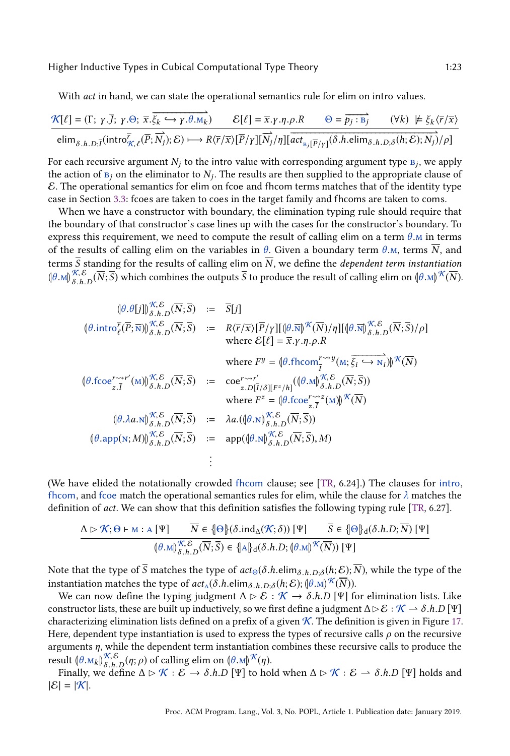With *act* in hand, we can state the operational semantics rule for elim on intro values.

$$\frac{\mathcal{K}[\ell] = (\Gamma;\ \gamma.\overline{J};\ \gamma.\Theta;\ \overline{x.\overline{\xi_k} \hookrightarrow \gamma.\theta.\mathtt{M}_k}) \qquad \mathcal{E}[\ell] = \overline{x}.\gamma.\eta.\rho.R \qquad \Theta = \overrightarrow{p_j : \mathtt{B}_j} \qquad (\forall k)\ \not\models \xi_k\langle \overline{r}/\overline{x}\rangle}{\mathsf{elim}_{\delta.h.D;\overline{I}}(\mathsf{intro}^{\overline{r}}_{\mathcal{K},\ell}(\overline{P};\overrightarrow{N_j});\mathcal{E}) \longmapsto R\langle \overline{r}/\overline{x}\rangle[\overline{P}/\gamma][\overrightarrow{N_j}/\eta][\overrightarrow{act_{\mathtt{B}_j[\overline{P}/\gamma]}(\delta.h.\mathsf{elim}_{\delta.h.D;\delta}(h;\mathcal{E});N_j)}/\rho]}$$

For each recursive argument $N_j$ to the intro value with corresponding argument type $\mathtt{B}_j$, we apply the action of $\mathtt{B}_j$ on the eliminator to $N_j$. The results are then supplied to the appropriate clause of $\mathcal{E}$. The operational semantics for elim on fcoe and fhcom terms matches that of the identity type case in Section 3.3: fcoes are taken to coes in the target family and fhcoms are taken to coms.

When we have a constructor with boundary, the elimination typing rule should require that the boundary of that constructor's case lines up with the cases for the constructor's boundary. To express this requirement, we need to compute the result of calling elim on a term $\theta.\mathtt{M}$ in terms of the results of calling elim on the variables in $\theta$. Given a boundary term $\theta.\mathtt{M}$, terms $\overline{N}$, and terms $\overline{S}$ standing for the results of calling elim on $\overline{N}$, we define the *dependent term instantiation* $(\!|\theta.\mathtt{M}|\!)^{\mathcal{K},\mathcal{E}}_{\delta.h.D}(\overline{N};\overline{S})$ which combines the outputs $\overline{S}$ to produce the result of calling elim on $(\!|\theta.\mathtt{M}|\!)^{\mathcal{K}}(\overline{N})$.

$$\begin{array}{rcl}
(\!|\theta.\theta[j]|\!)^{\mathcal{K},\mathcal{E}}_{\delta.h.D}(\overline{N};\overline{S}) & := & \overline{S}[j] \\
(\!|\theta.\mathsf{intro}^{\overline{r}}_{\ell}(\overline{P};\overline{\mathtt{N}})|\!)^{\mathcal{K},\mathcal{E}}_{\delta.h.D}(\overline{N};\overline{S}) & := & R\langle \overline{r}/\overline{x}\rangle[\overline{P}/\gamma][(\!|\theta.\overline{\mathtt{N}}|\!)^{\mathcal{K}}(\overline{N})/\eta][(\!|\theta.\overline{\mathtt{N}}|\!)^{\mathcal{K},\mathcal{E}}_{\delta.h.D}(\overline{N};\overline{S})/\rho] \\
 & & \text{where } \mathcal{E}[\ell] = \overline{x}.\gamma.\eta.\rho.R \\
 & & \text{where } F^{y} = (\!|\theta.\mathsf{fhcom}^{r\rightsquigarrow y}_{\overline{I}}(\mathtt{M};\overrightarrow{\xi_i \hookrightarrow \mathtt{N}_i})|\!)^{\mathcal{K}}(\overline{N}) \\
(\!|\theta.\mathsf{fcoe}^{r\rightsquigarrow r'}_{z.\overline{I}}(\mathtt{M})|\!)^{\mathcal{K},\mathcal{E}}_{\delta.h.D}(\overline{N};\overline{S}) & := & \mathsf{coe}^{r\rightsquigarrow r'}_{z.D[\overline{I}/\delta][F^{z}/h]}((\!|\theta.\mathtt{M}|\!)^{\mathcal{K},\mathcal{E}}_{\delta.h.D}(\overline{N};\overline{S})) \\
 & & \text{where } F^{z} = (\!|\theta.\mathsf{fcoe}^{r\rightsquigarrow z}_{z.\overline{I}}(\mathtt{M})|\!)^{\mathcal{K}}(\overline{N}) \\
(\!|\theta.\lambda a.\mathtt{N}|\!)^{\mathcal{K},\mathcal{E}}_{\delta.h.D}(\overline{N};\overline{S}) & := & \lambda a.((\!|\theta.\mathtt{N}|\!)^{\mathcal{K},\mathcal{E}}_{\delta.h.D}(\overline{N};\overline{S})) \\
(\!|\theta.\mathsf{app}(\mathtt{N};M)|\!)^{\mathcal{K},\mathcal{E}}_{\delta.h.D}(\overline{N};\overline{S}) & := & \mathsf{app}((\!|\theta.\mathtt{N}|\!)^{\mathcal{K},\mathcal{E}}_{\delta.h.D}(\overline{N};\overline{S}), M) \\
 & \vdots &
\end{array}$$

(We have elided the notationally crowded fhcom clause; see [TR, 6.24].) The clauses for intro, fhcom, and fcoe match the operational semantics rules for elim, while the clause for $\lambda$ matches the definition of *act*. We can show that this definition satisfies the following typing rule [TR, 6.27].

$$\frac{\Delta \rhd \mathcal{K};\Theta \vdash \mathtt{M} : \mathtt{A}\ [\Psi] \qquad \overline{N} \in \{\!|\Theta|\!\}(\delta.\mathsf{ind}_{\Delta}(\mathcal{K};\delta))\ [\Psi] \qquad \overline{S} \in \{\!|\Theta|\!\}_{\mathrm{d}}(\delta.h.D;\overline{N})\ [\Psi]}{(\!|\theta.\mathtt{M}|\!)^{\mathcal{K},\mathcal{E}}_{\delta.h.D}(\overline{N};\overline{S}) \in \{\!|\mathtt{A}|\!\}_{\mathrm{d}}(\delta.h.D;(\!|\theta.\mathtt{M}|\!)^{\mathcal{K}}(\overline{N}))\ [\Psi]}$$

Note that the type of $\overline{S}$ matches the type of $act_{\Theta}(\delta.h.\mathsf{elim}_{\delta.h.D;\delta}(h;\mathcal{E});\overline{N})$, while the type of the instantiation matches the type of $act_{\mathtt{A}}(\delta.h.\mathsf{elim}_{\delta.h.D;\delta}(h;\mathcal{E});(\!|\theta.\mathtt{M}|\!)^{\mathcal{K}}(\overline{N}))$.

We can now define the typing judgment $\Delta \rhd \mathcal{E} : \mathcal{K} \rightarrow \delta.h.D\ [\Psi]$ for elimination lists. Like constructor lists, these are built up inductively, so we first define a judgment $\Delta \rhd \mathcal{E} : \mathcal{K} \rightharpoonup \delta.h.D\ [\Psi]$ characterizing elimination lists defined on a prefix of a given $\mathcal{K}$. The definition is given in Figure 17. Here, dependent type instantiation is used to express the types of recursive calls $\rho$ on the recursive arguments $\eta$, while the dependent term instantiation combines these recursive calls to produce the result $(\!|\theta.\mathtt{M}_k|\!)^{\mathcal{K},\mathcal{E}}_{\delta.h.D}(\eta;\rho)$ of calling elim on $(\!|\theta.\mathtt{M}|\!)^{\mathcal{K}}(\eta)$.

Finally, we define $\Delta \rhd \mathcal{K} : \mathcal{E} \rightarrow \delta.h.D\ [\Psi]$ to hold when $\Delta \rhd \mathcal{K} : \mathcal{E} \rightharpoonup \delta.h.D\ [\Psi]$ holds and $|\mathcal{E}| = |\mathcal{K}|$.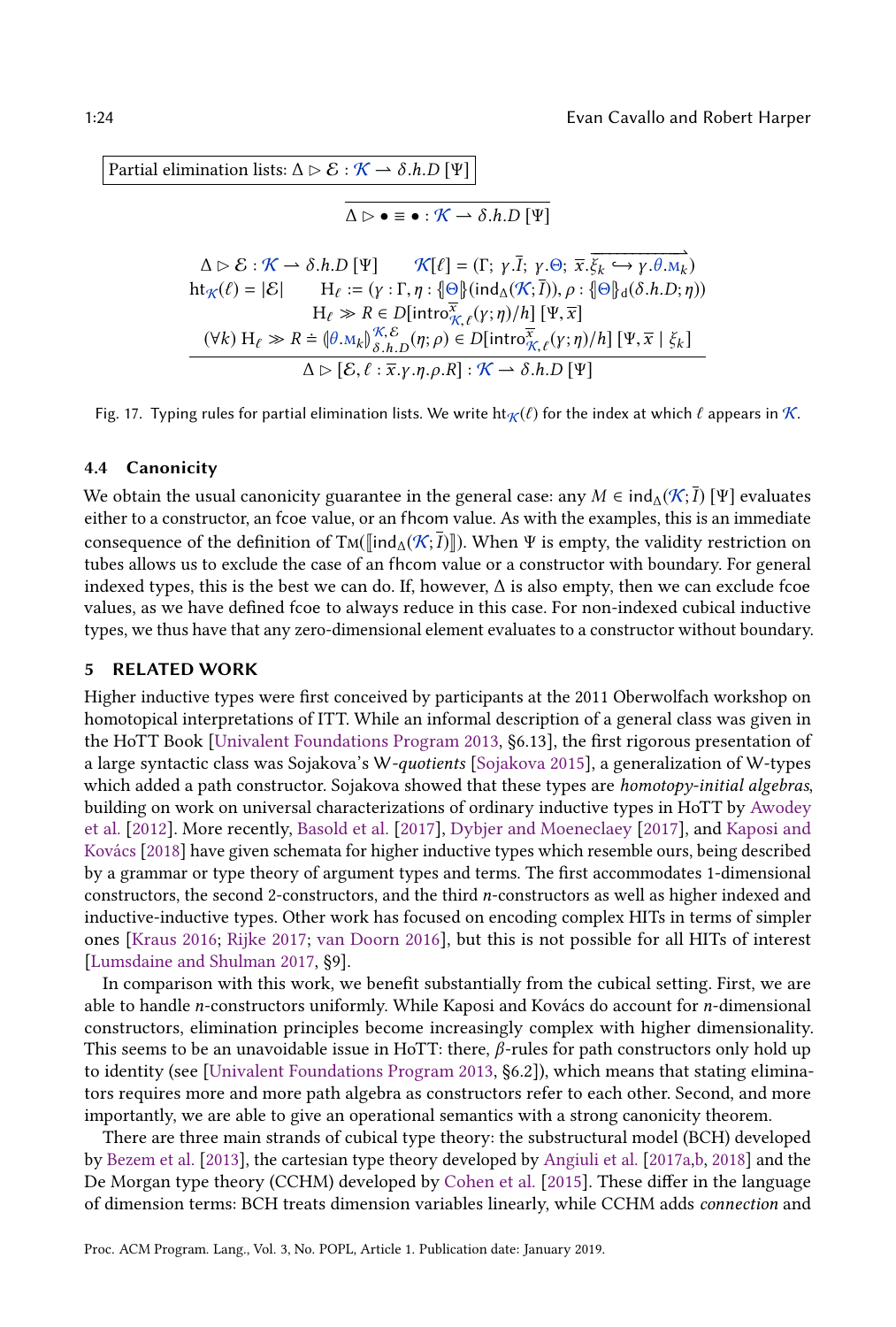Partial elimination lists: $\Delta \rhd \mathcal{E} : \mathcal{K} \rightharpoonup \delta.h.D\ [\Psi]$

$$\frac{}{\Delta \rhd \bullet \equiv \bullet : \mathcal{K} \rightharpoonup \delta.h.D\ [\Psi]}$$

$$\frac{\begin{array}{c}\Delta \rhd \mathcal{E} : \mathcal{K} \rightharpoonup \delta.h.D\ [\Psi] \qquad \mathcal{K}[\ell] = (\Gamma;\ \gamma.\overline{I};\ \gamma.\Theta;\ \overline{x}.\overrightarrow{\xi_k \hookrightarrow \gamma.\theta.\mathrm{M}_k}) \\ \mathrm{ht}_{\mathcal{K}}(\ell) = |\mathcal{E}| \qquad \mathrm{H}_\ell := (\gamma : \Gamma, \eta : \{\!|\Theta|\!\}(\mathrm{ind}_\Delta(\mathcal{K};\overline{I})), \rho : \{\!|\Theta|\!\}_{\mathrm{d}}(\delta.h.D;\eta)) \\ \mathrm{H}_\ell \gg R \in D[\mathrm{intro}^{\overline{x}}_{\mathcal{K},\ell}(\gamma;\eta)/h]\ [\Psi,\overline{x}] \\ (\forall k)\ \mathrm{H}_\ell \gg R \doteq (\!|\theta.\mathrm{M}_k|\!)^{\mathcal{K},\mathcal{E}}_{\delta.h.D}(\eta;\rho) \in D[\mathrm{intro}^{\overline{x}}_{\mathcal{K},\ell}(\gamma;\eta)/h]\ [\Psi,\overline{x} \mid \xi_k]\end{array}}{\Delta \rhd [\mathcal{E}, \ell : \overline{x}.\gamma.\eta.\rho.R] : \mathcal{K} \rightharpoonup \delta.h.D\ [\Psi]}$$

Fig. 17. Typing rules for partial elimination lists. We write $\mathrm{ht}_{\mathcal{K}}(\ell)$ for the index at which $\ell$ appears in $\mathcal{K}$.

### 4.4 Canonicity

We obtain the usual canonicity guarantee in the general case: any $M \in \mathrm{ind}_\Delta(\mathcal{K};\overline{I})\ [\Psi]$ evaluates either to a constructor, an fcoe value, or an fhcom value. As with the examples, this is an immediate consequence of the definition of $\mathrm{T}_{\mathrm{M}}(\llbracket \mathrm{ind}_\Delta(\mathcal{K};\overline{I}) \rrbracket)$. When $\Psi$ is empty, the validity restriction on tubes allows us to exclude the case of an fhcom value or a constructor with boundary. For general indexed types, this is the best we can do. If, however, $\Delta$ is also empty, then we can exclude fcoe values, as we have defined fcoe to always reduce in this case. For non-indexed cubical inductive types, we thus have that any zero-dimensional element evaluates to a constructor without boundary.

## 5 RELATED WORK

Higher inductive types were first conceived by participants at the 2011 Oberwolfach workshop on homotopical interpretations of ITT. While an informal description of a general class was given in the HoTT Book [Univalent Foundations Program 2013, §6.13], the first rigorous presentation of a large syntactic class was Sojakova's W-*quotients* [Sojakova 2015], a generalization of W-types which added a path constructor. Sojakova showed that these types are *homotopy-initial algebras*, building on work on universal characterizations of ordinary inductive types in HoTT by Awodey et al. [2012]. More recently, Basold et al. [2017], Dybjer and Moeneclaey [2017], and Kaposi and Kovács [2018] have given schemata for higher inductive types which resemble ours, being described by a grammar or type theory of argument types and terms. The first accommodates 1-dimensional constructors, the second 2-constructors, and the third $n$-constructors as well as higher indexed and inductive-inductive types. Other work has focused on encoding complex HITs in terms of simpler ones [Kraus 2016; Rijke 2017; van Doorn 2016], but this is not possible for all HITs of interest [Lumsdaine and Shulman 2017, §9].

In comparison with this work, we benefit substantially from the cubical setting. First, we are able to handle $n$-constructors uniformly. While Kaposi and Kovács do account for $n$-dimensional constructors, elimination principles become increasingly complex with higher dimensionality. This seems to be an unavoidable issue in HoTT: there, $\beta$-rules for path constructors only hold up to identity (see [Univalent Foundations Program 2013, §6.2]), which means that stating eliminators requires more and more path algebra as constructors refer to each other. Second, and more importantly, we are able to give an operational semantics with a strong canonicity theorem.

There are three main strands of cubical type theory: the substructural model (BCH) developed by Bezem et al. [2013], the cartesian type theory developed by Angiuli et al. [2017a,b, 2018] and the De Morgan type theory (CCHM) developed by Cohen et al. [2015]. These differ in the language of dimension terms: BCH treats dimension variables linearly, while CCHM adds *connection* and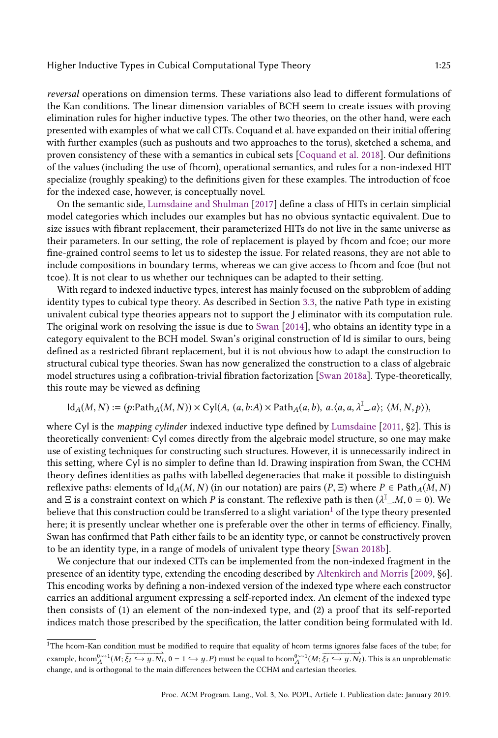*reversal* operations on dimension terms. These variations also lead to different formulations of the Kan conditions. The linear dimension variables of BCH seem to create issues with proving elimination rules for higher inductive types. The other two theories, on the other hand, were each presented with examples of what we call CITs. Coquand et al. have expanded on their initial offering with further examples (such as pushouts and two approaches to the torus), sketched a schema, and proven consistency of these with a semantics in cubical sets [Coquand et al. 2018]. Our definitions of the values (including the use of fhcom), operational semantics, and rules for a non-indexed HIT specialize (roughly speaking) to the definitions given for these examples. The introduction of fcoe for the indexed case, however, is conceptually novel.

On the semantic side, Lumsdaine and Shulman [2017] define a class of HITs in certain simplicial model categories which includes our examples but has no obvious syntactic equivalent. Due to size issues with fibrant replacement, their parameterized HITs do not live in the same universe as their parameters. In our setting, the role of replacement is played by fhcom and fcoe; our more fine-grained control seems to let us to sidestep the issue. For related reasons, they are not able to include compositions in boundary terms, whereas we can give access to fhcom and fcoe (but not tcoe). It is not clear to us whether our techniques can be adapted to their setting.

With regard to indexed inductive types, interest has mainly focused on the subproblem of adding identity types to cubical type theory. As described in Section 3.3, the native Path type in existing univalent cubical type theories appears not to support the J eliminator with its computation rule. The original work on resolving the issue is due to Swan [2014], who obtains an identity type in a category equivalent to the BCH model. Swan's original construction of Id is similar to ours, being defined as a restricted fibrant replacement, but it is not obvious how to adapt the construction to structural cubical type theories. Swan has now generalized the construction to a class of algebraic model structures using a cofibration-trivial fibration factorization [Swan 2018a]. Type-theoretically, this route may be viewed as defining

$$\mathsf{Id}_A(M,N) := (p{:}\mathsf{Path}_A(M,N)) \times \mathsf{Cyl}(A,\ (a,b{:}A)\times \mathsf{Path}_A(a,b),\ a.\langle a,a,\lambda^{\mathbb{I}}\_.a\rangle;\ \langle M,N,p\rangle),$$

where Cyl is the *mapping cylinder* indexed inductive type defined by Lumsdaine [2011, §2]. This is theoretically convenient: Cyl comes directly from the algebraic model structure, so one may make use of existing techniques for constructing such structures. However, it is unnecessarily indirect in this setting, where Cyl is no simpler to define than Id. Drawing inspiration from Swan, the CCHM theory defines identities as paths with labelled degeneracies that make it possible to distinguish reflexive paths: elements of $\mathsf{Id}_A(M,N)$ (in our notation) are pairs $(P,\Xi)$ where $P \in \mathsf{Path}_A(M,N)$ and $\Xi$ is a constraint context on which $P$ is constant. The reflexive path is then $(\lambda^{\mathbb{I}}\_.M, 0=0)$. We believe that this construction could be transferred to a slight variation[1] of the type theory presented here; it is presently unclear whether one is preferable over the other in terms of efficiency. Finally, Swan has confirmed that Path either fails to be an identity type, or cannot be constructively proven to be an identity type, in a range of models of univalent type theory [Swan 2018b].

We conjecture that our indexed CITs can be implemented from the non-indexed fragment in the presence of an identity type, extending the encoding described by Altenkirch and Morris [2009, §6]. This encoding works by defining a non-indexed version of the indexed type where each constructor carries an additional argument expressing a self-reported index. An element of the indexed type then consists of (1) an element of the non-indexed type, and (2) a proof that its self-reported indices match those prescribed by the specification, the latter condition being formulated with Id.

[1] The hcom-Kan condition must be modified to require that equality of hcom terms ignores false faces of the tube; for example, $\mathsf{hcom}_A^{0\rightsquigarrow 1}(M; \overrightarrow{\xi_i \hookrightarrow y.N_i}, 0=1 \hookrightarrow y.P)$ must be equal to $\mathsf{hcom}_A^{0\rightsquigarrow 1}(M; \overrightarrow{\xi_i \hookrightarrow y.N_i})$. This is an unproblematic change, and is orthogonal to the main differences between the CCHM and cartesian theories.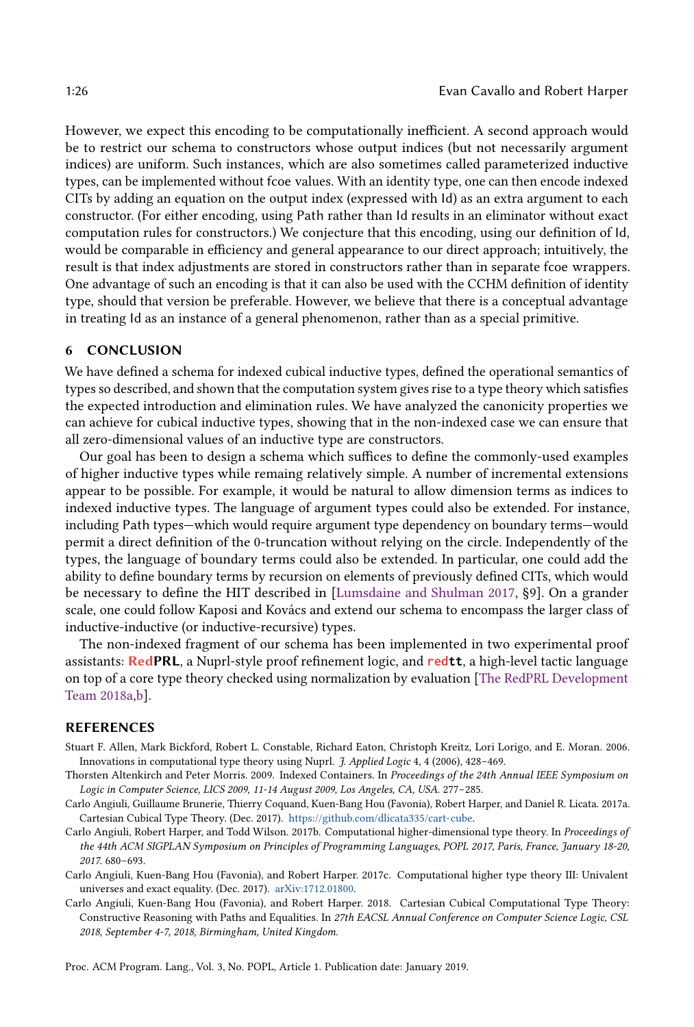However, we expect this encoding to be computationally inefficient. A second approach would be to restrict our schema to constructors whose output indices (but not necessarily argument indices) are uniform. Such instances, which are also sometimes called parameterized inductive types, can be implemented without fcoe values. With an identity type, one can then encode indexed CITs by adding an equation on the output index (expressed with Id) as an extra argument to each constructor. (For either encoding, using Path rather than Id results in an eliminator without exact computation rules for constructors.) We conjecture that this encoding, using our definition of Id, would be comparable in efficiency and general appearance to our direct approach; intuitively, the result is that index adjustments are stored in constructors rather than in separate fcoe wrappers. One advantage of such an encoding is that it can also be used with the CCHM definition of identity type, should that version be preferable. However, we believe that there is a conceptual advantage in treating Id as an instance of a general phenomenon, rather than as a special primitive.

## 6 CONCLUSION

We have defined a schema for indexed cubical inductive types, defined the operational semantics of types so described, and shown that the computation system gives rise to a type theory which satisfies the expected introduction and elimination rules. We have analyzed the canonicity properties we can achieve for cubical inductive types, showing that in the non-indexed case we can ensure that all zero-dimensional values of an inductive type are constructors.

Our goal has been to design a schema which suffices to define the commonly-used examples of higher inductive types while remaing relatively simple. A number of incremental extensions appear to be possible. For example, it would be natural to allow dimension terms as indices to indexed inductive types. The language of argument types could also be extended. For instance, including Path types—which would require argument type dependency on boundary terms—would permit a direct definition of the 0-truncation without relying on the circle. Independently of the types, the language of boundary terms could also be extended. In particular, one could add the ability to define boundary terms by recursion on elements of previously defined CITs, which would be necessary to define the HIT described in [Lumsdaine and Shulman 2017, §9]. On a grander scale, one could follow Kaposi and Kovács and extend our schema to encompass the larger class of inductive-inductive (or inductive-recursive) types.

The non-indexed fragment of our schema has been implemented in two experimental proof assistants: **RedPRL**, a Nuprl-style proof refinement logic, and **redtt**, a high-level tactic language on top of a core type theory checked using normalization by evaluation [The RedPRL Development Team 2018a,b].

## REFERENCES

Stuart F. Allen, Mark Bickford, Robert L. Constable, Richard Eaton, Christoph Kreitz, Lori Lorigo, and E. Moran. 2006. Innovations in computational type theory using Nuprl. *J. Applied Logic* 4, 4 (2006), 428–469.

Thorsten Altenkirch and Peter Morris. 2009. Indexed Containers. In *Proceedings of the 24th Annual IEEE Symposium on Logic in Computer Science, LICS 2009, 11-14 August 2009, Los Angeles, CA, USA*. 277–285.

Carlo Angiuli, Guillaume Brunerie, Thierry Coquand, Kuen-Bang Hou (Favonia), Robert Harper, and Daniel R. Licata. 2017a. Cartesian Cubical Type Theory. (Dec. 2017). https://github.com/dlicata335/cart-cube.

Carlo Angiuli, Robert Harper, and Todd Wilson. 2017b. Computational higher-dimensional type theory. In *Proceedings of the 44th ACM SIGPLAN Symposium on Principles of Programming Languages, POPL 2017, Paris, France, January 18-20, 2017*. 680–693.

Carlo Angiuli, Kuen-Bang Hou (Favonia), and Robert Harper. 2017c. Computational higher type theory III: Univalent universes and exact equality. (Dec. 2017). arXiv:1712.01800.

Carlo Angiuli, Kuen-Bang Hou (Favonia), and Robert Harper. 2018. Cartesian Cubical Computational Type Theory: Constructive Reasoning with Paths and Equalities. In *27th EACSL Annual Conference on Computer Science Logic, CSL 2018, September 4-7, 2018, Birmingham, United Kingdom*.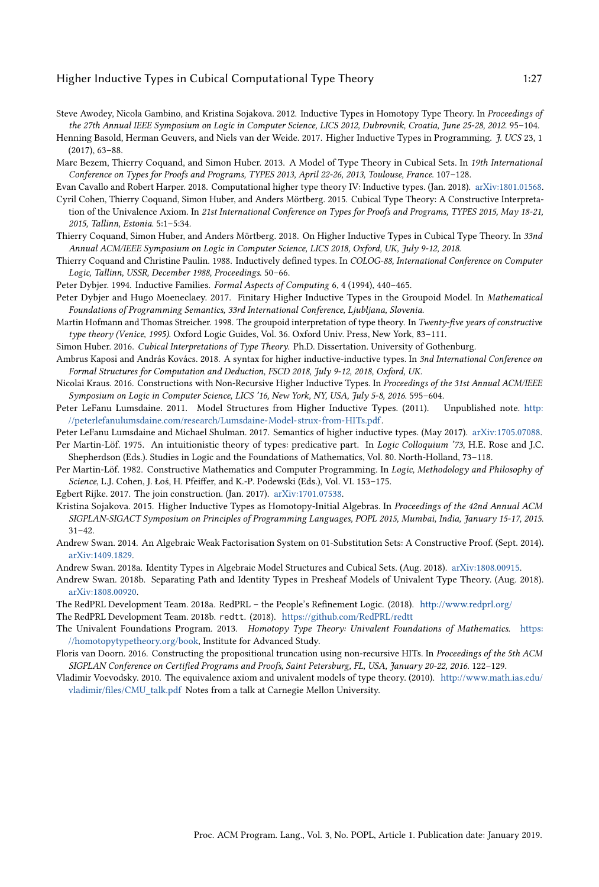Steve Awodey, Nicola Gambino, and Kristina Sojakova. 2012. Inductive Types in Homotopy Type Theory. In *Proceedings of the 27th Annual IEEE Symposium on Logic in Computer Science, LICS 2012, Dubrovnik, Croatia, June 25-28, 2012*. 95–104.

Henning Basold, Herman Geuvers, and Niels van der Weide. 2017. Higher Inductive Types in Programming. *J. UCS* 23, 1 (2017), 63–88.

Marc Bezem, Thierry Coquand, and Simon Huber. 2013. A Model of Type Theory in Cubical Sets. In *19th International Conference on Types for Proofs and Programs, TYPES 2013, April 22-26, 2013, Toulouse, France*. 107–128.

Evan Cavallo and Robert Harper. 2018. Computational higher type theory IV: Inductive types. (Jan. 2018). arXiv:1801.01568.

Cyril Cohen, Thierry Coquand, Simon Huber, and Anders Mörtberg. 2015. Cubical Type Theory: A Constructive Interpretation of the Univalence Axiom. In *21st International Conference on Types for Proofs and Programs, TYPES 2015, May 18-21, 2015, Tallinn, Estonia*. 5:1–5:34.

Thierry Coquand, Simon Huber, and Anders Mörtberg. 2018. On Higher Inductive Types in Cubical Type Theory. In *33nd Annual ACM/IEEE Symposium on Logic in Computer Science, LICS 2018, Oxford, UK, July 9-12, 2018*.

Thierry Coquand and Christine Paulin. 1988. Inductively defined types. In *COLOG-88, International Conference on Computer Logic, Tallinn, USSR, December 1988, Proceedings*. 50–66.

Peter Dybjer. 1994. Inductive Families. *Formal Aspects of Computing* 6, 4 (1994), 440–465.

Peter Dybjer and Hugo Moeneclaey. 2017. Finitary Higher Inductive Types in the Groupoid Model. In *Mathematical Foundations of Programming Semantics, 33rd International Conference, Ljubljana, Slovenia*.

Martin Hofmann and Thomas Streicher. 1998. The groupoid interpretation of type theory. In *Twenty-five years of constructive type theory (Venice, 1995)*. Oxford Logic Guides, Vol. 36. Oxford Univ. Press, New York, 83–111.

Simon Huber. 2016. *Cubical Interpretations of Type Theory*. Ph.D. Dissertation. University of Gothenburg.

Ambrus Kaposi and András Kovács. 2018. A syntax for higher inductive-inductive types. In *3nd International Conference on Formal Structures for Computation and Deduction, FSCD 2018, July 9-12, 2018, Oxford, UK*.

Nicolai Kraus. 2016. Constructions with Non-Recursive Higher Inductive Types. In *Proceedings of the 31st Annual ACM/IEEE Symposium on Logic in Computer Science, LICS '16, New York, NY, USA, July 5-8, 2016*. 595–604.

Peter LeFanu Lumsdaine. 2011. Model Structures from Higher Inductive Types. (2011). Unpublished note. http://peterlefanulumsdaine.com/research/Lumsdaine-Model-strux-from-HITs.pdf.

Peter LeFanu Lumsdaine and Michael Shulman. 2017. Semantics of higher inductive types. (May 2017). arXiv:1705.07088.

Per Martin-Löf. 1975. An intuitionistic theory of types: predicative part. In *Logic Colloquium '73*, H.E. Rose and J.C. Shepherdson (Eds.). Studies in Logic and the Foundations of Mathematics, Vol. 80. North-Holland, 73–118.

Per Martin-Löf. 1982. Constructive Mathematics and Computer Programming. In *Logic, Methodology and Philosophy of Science*, L.J. Cohen, J. Łoś, H. Pfeiffer, and K.-P. Podewski (Eds.), Vol. VI. 153–175.

Egbert Rijke. 2017. The join construction. (Jan. 2017). arXiv:1701.07538.

Kristina Sojakova. 2015. Higher Inductive Types as Homotopy-Initial Algebras. In *Proceedings of the 42nd Annual ACM SIGPLAN-SIGACT Symposium on Principles of Programming Languages, POPL 2015, Mumbai, India, January 15-17, 2015*. 31–42.

Andrew Swan. 2014. An Algebraic Weak Factorisation System on 01-Substitution Sets: A Constructive Proof. (Sept. 2014). arXiv:1409.1829.

Andrew Swan. 2018a. Identity Types in Algebraic Model Structures and Cubical Sets. (Aug. 2018). arXiv:1808.00915.

Andrew Swan. 2018b. Separating Path and Identity Types in Presheaf Models of Univalent Type Theory. (Aug. 2018). arXiv:1808.00920.

The RedPRL Development Team. 2018a. RedPRL – the People's Refinement Logic. (2018). http://www.redprl.org/

The RedPRL Development Team. 2018b. `redtt`. (2018). https://github.com/RedPRL/redtt

The Univalent Foundations Program. 2013. *Homotopy Type Theory: Univalent Foundations of Mathematics*. https://homotopytypetheory.org/book, Institute for Advanced Study.

Floris van Doorn. 2016. Constructing the propositional truncation using non-recursive HITs. In *Proceedings of the 5th ACM SIGPLAN Conference on Certified Programs and Proofs, Saint Petersburg, FL, USA, January 20-22, 2016*. 122–129.

Vladimir Voevodsky. 2010. The equivalence axiom and univalent models of type theory. (2010). http://www.math.ias.edu/vladimir/files/CMU_talk.pdf Notes from a talk at Carnegie Mellon University.